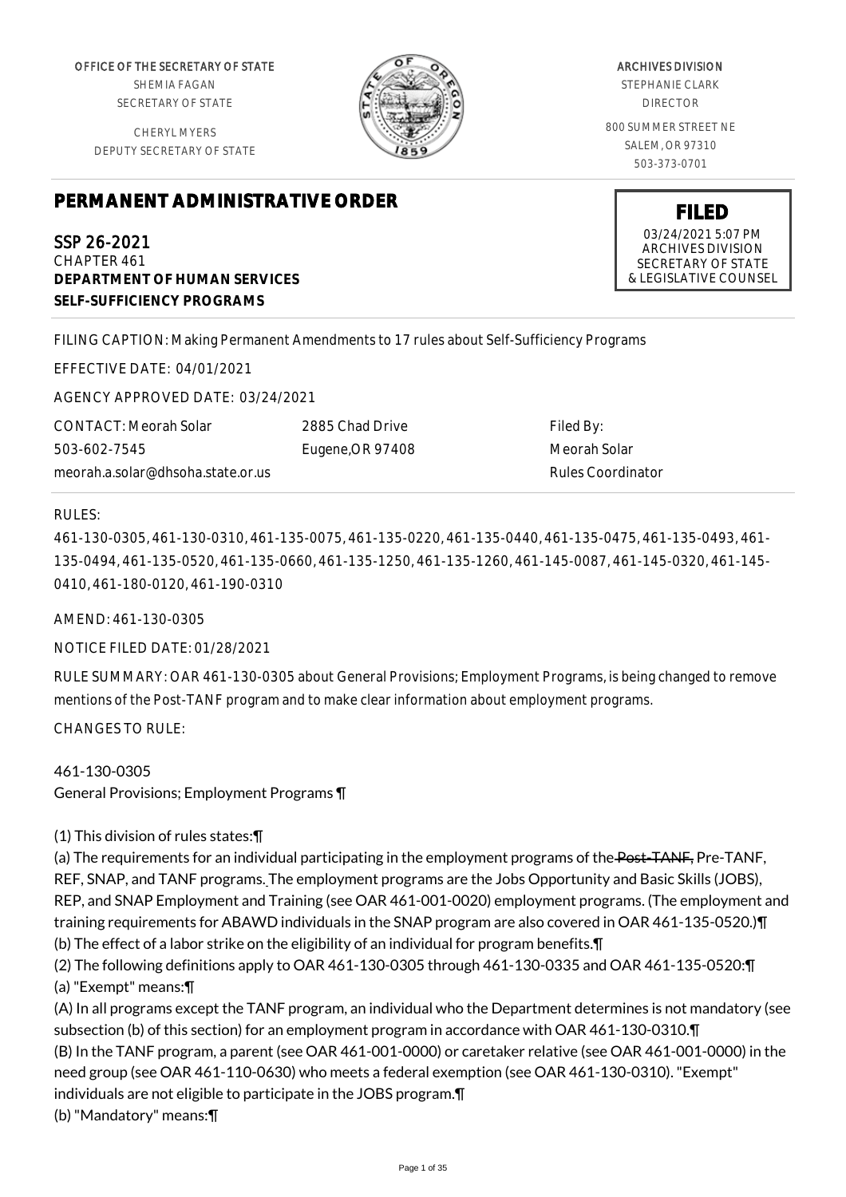OFFICE OF THE SECRETARY OF STATE
SHEMIA FAGAN
SECRETARY OF STATE

CHERYL MYERS
DEPUTY SECRETARY OF STATE

ARCHIVES DIVISION
STEPHANIE CLARK
DIRECTOR

800 SUMMER STREET NE
SALEM, OR 97310
503-373-0701

# PERMANENT ADMINISTRATIVE ORDER

**FILED**
03/24/2021 5:07 PM
ARCHIVES DIVISION
SECRETARY OF STATE
& LEGISLATIVE COUNSEL

SSP 26-2021
CHAPTER 461
**DEPARTMENT OF HUMAN SERVICES**
**SELF-SUFFICIENCY PROGRAMS**

FILING CAPTION: Making Permanent Amendments to 17 rules about Self-Sufficiency Programs

EFFECTIVE DATE: 04/01/2021

AGENCY APPROVED DATE: 03/24/2021

CONTACT: Meorah Solar
503-602-7545
meorah.a.solar@dhsoha.state.or.us

2885 Chad Drive
Eugene,OR 97408

Filed By:
Meorah Solar
Rules Coordinator

RULES:

461-130-0305, 461-130-0310, 461-135-0075, 461-135-0220, 461-135-0440, 461-135-0475, 461-135-0493, 461-135-0494, 461-135-0520, 461-135-0660, 461-135-1250, 461-135-1260, 461-145-0087, 461-145-0320, 461-145-0410, 461-180-0120, 461-190-0310

AMEND: 461-130-0305

NOTICE FILED DATE: 01/28/2021

RULE SUMMARY: OAR 461-130-0305 about General Provisions; Employment Programs, is being changed to remove mentions of the Post-TANF program and to make clear information about employment programs.

CHANGES TO RULE:

461-130-0305
General Provisions; Employment Programs ¶

(1) This division of rules states:¶
(a) The requirements for an individual participating in the employment programs of the ~~Post-TANF,~~ Pre-TANF, REF, SNAP, and TANF programs. The employment programs are the Jobs Opportunity and Basic Skills (JOBS), REP, and SNAP Employment and Training (see OAR 461-001-0020) employment programs. (The employment and training requirements for ABAWD individuals in the SNAP program are also covered in OAR 461-135-0520.)¶
(b) The effect of a labor strike on the eligibility of an individual for program benefits.¶
(2) The following definitions apply to OAR 461-130-0305 through 461-130-0335 and OAR 461-135-0520:¶
(a) "Exempt" means:¶
(A) In all programs except the TANF program, an individual who the Department determines is not mandatory (see subsection (b) of this section) for an employment program in accordance with OAR 461-130-0310.¶
(B) In the TANF program, a parent (see OAR 461-001-0000) or caretaker relative (see OAR 461-001-0000) in the need group (see OAR 461-110-0630) who meets a federal exemption (see OAR 461-130-0310). "Exempt" individuals are not eligible to participate in the JOBS program.¶
(b) "Mandatory" means:¶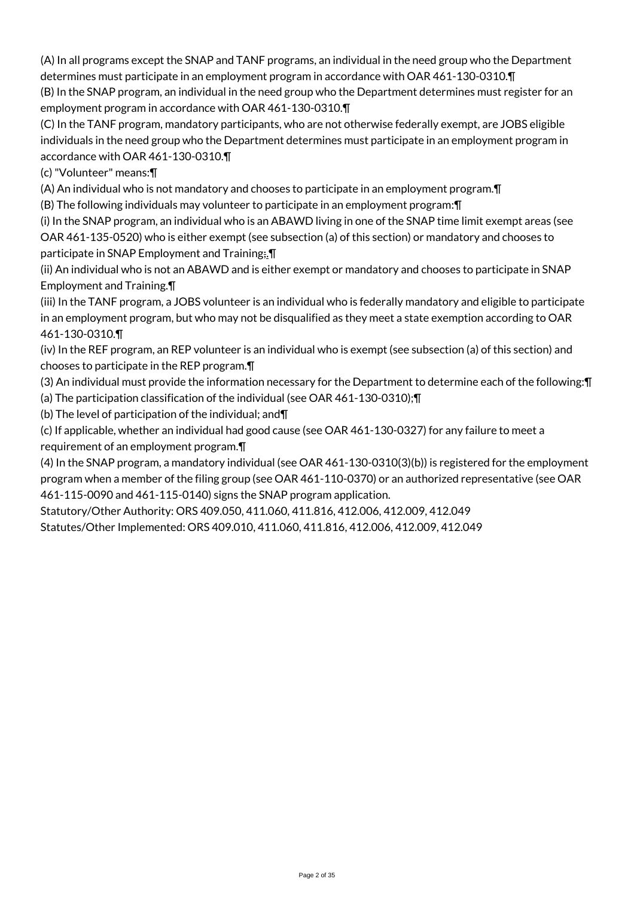(A) In all programs except the SNAP and TANF programs, an individual in the need group who the Department determines must participate in an employment program in accordance with OAR 461-130-0310.¶

(B) In the SNAP program, an individual in the need group who the Department determines must register for an employment program in accordance with OAR 461-130-0310.¶

(C) In the TANF program, mandatory participants, who are not otherwise federally exempt, are JOBS eligible individuals in the need group who the Department determines must participate in an employment program in accordance with OAR 461-130-0310.¶

(c) "Volunteer" means:¶

(A) An individual who is not mandatory and chooses to participate in an employment program.¶

(B) The following individuals may volunteer to participate in an employment program:¶

(i) In the SNAP program, an individual who is an ABAWD living in one of the SNAP time limit exempt areas (see OAR 461-135-0520) who is either exempt (see subsection (a) of this section) or mandatory and chooses to participate in SNAP Employment and Training;.¶

(ii) An individual who is not an ABAWD and is either exempt or mandatory and chooses to participate in SNAP Employment and Training.¶

(iii) In the TANF program, a JOBS volunteer is an individual who is federally mandatory and eligible to participate in an employment program, but who may not be disqualified as they meet a state exemption according to OAR 461-130-0310.¶

(iv) In the REF program, an REP volunteer is an individual who is exempt (see subsection (a) of this section) and chooses to participate in the REP program.¶

(3) An individual must provide the information necessary for the Department to determine each of the following:¶

(a) The participation classification of the individual (see OAR 461-130-0310);¶

(b) The level of participation of the individual; and¶

(c) If applicable, whether an individual had good cause (see OAR 461-130-0327) for any failure to meet a requirement of an employment program.¶

(4) In the SNAP program, a mandatory individual (see OAR 461-130-0310(3)(b)) is registered for the employment program when a member of the filing group (see OAR 461-110-0370) or an authorized representative (see OAR 461-115-0090 and 461-115-0140) signs the SNAP program application.

Statutory/Other Authority: ORS 409.050, 411.060, 411.816, 412.006, 412.009, 412.049

Statutes/Other Implemented: ORS 409.010, 411.060, 411.816, 412.006, 412.009, 412.049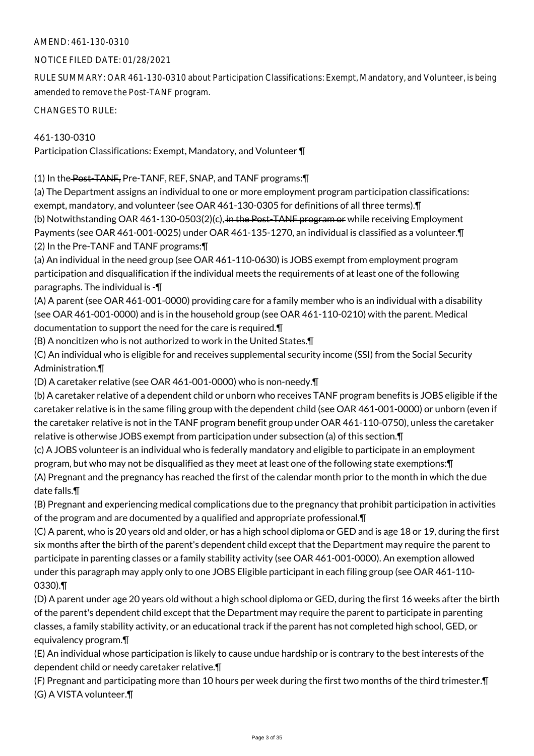AMEND: 461-130-0310

NOTICE FILED DATE: 01/28/2021

RULE SUMMARY: OAR 461-130-0310 about Participation Classifications: Exempt, Mandatory, and Volunteer, is being amended to remove the Post-TANF program.

CHANGES TO RULE:

461-130-0310
Participation Classifications: Exempt, Mandatory, and Volunteer ¶

(1) In the ~~Post-TANF,~~ Pre-TANF, REF, SNAP, and TANF programs:¶
(a) The Department assigns an individual to one or more employment program participation classifications: exempt, mandatory, and volunteer (see OAR 461-130-0305 for definitions of all three terms).¶
(b) Notwithstanding OAR 461-130-0503(2)(c), ~~in the Post-TANF program or~~ while receiving Employment Payments (see OAR 461-001-0025) under OAR 461-135-1270, an individual is classified as a volunteer.¶
(2) In the Pre-TANF and TANF programs:¶
(a) An individual in the need group (see OAR 461-110-0630) is JOBS exempt from employment program participation and disqualification if the individual meets the requirements of at least one of the following paragraphs. The individual is -¶
(A) A parent (see OAR 461-001-0000) providing care for a family member who is an individual with a disability (see OAR 461-001-0000) and is in the household group (see OAR 461-110-0210) with the parent. Medical documentation to support the need for the care is required.¶
(B) A noncitizen who is not authorized to work in the United States.¶
(C) An individual who is eligible for and receives supplemental security income (SSI) from the Social Security Administration.¶
(D) A caretaker relative (see OAR 461-001-0000) who is non-needy.¶
(b) A caretaker relative of a dependent child or unborn who receives TANF program benefits is JOBS eligible if the caretaker relative is in the same filing group with the dependent child (see OAR 461-001-0000) or unborn (even if the caretaker relative is not in the TANF program benefit group under OAR 461-110-0750), unless the caretaker relative is otherwise JOBS exempt from participation under subsection (a) of this section.¶
(c) A JOBS volunteer is an individual who is federally mandatory and eligible to participate in an employment program, but who may not be disqualified as they meet at least one of the following state exemptions:¶
(A) Pregnant and the pregnancy has reached the first of the calendar month prior to the month in which the due date falls.¶
(B) Pregnant and experiencing medical complications due to the pregnancy that prohibit participation in activities of the program and are documented by a qualified and appropriate professional.¶
(C) A parent, who is 20 years old and older, or has a high school diploma or GED and is age 18 or 19, during the first six months after the birth of the parent's dependent child except that the Department may require the parent to participate in parenting classes or a family stability activity (see OAR 461-001-0000). An exemption allowed under this paragraph may apply only to one JOBS Eligible participant in each filing group (see OAR 461-110-0330).¶
(D) A parent under age 20 years old without a high school diploma or GED, during the first 16 weeks after the birth of the parent's dependent child except that the Department may require the parent to participate in parenting classes, a family stability activity, or an educational track if the parent has not completed high school, GED, or equivalency program.¶
(E) An individual whose participation is likely to cause undue hardship or is contrary to the best interests of the dependent child or needy caretaker relative.¶
(F) Pregnant and participating more than 10 hours per week during the first two months of the third trimester.¶
(G) A VISTA volunteer.¶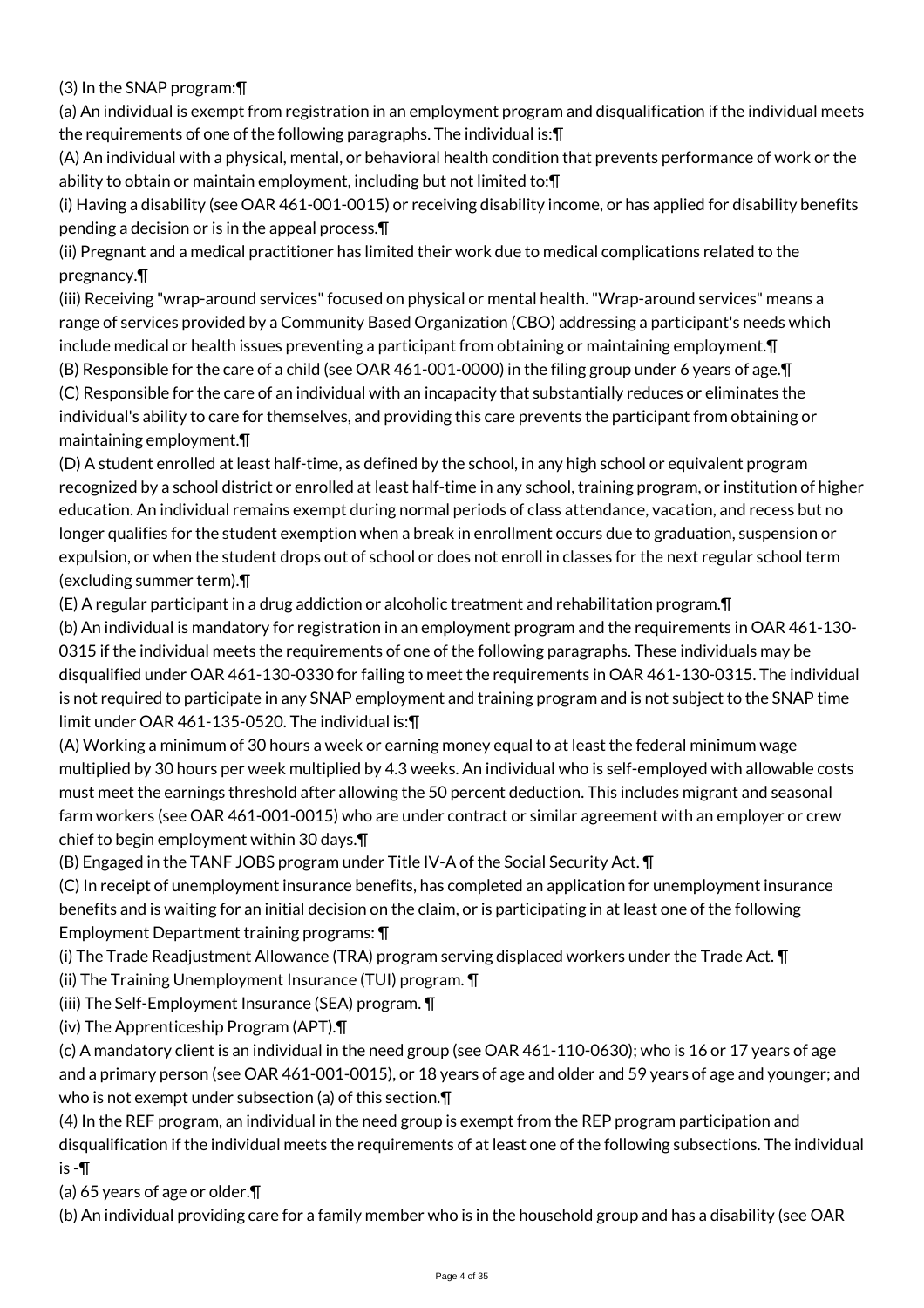(3) In the SNAP program:¶

(a) An individual is exempt from registration in an employment program and disqualification if the individual meets the requirements of one of the following paragraphs. The individual is:¶

(A) An individual with a physical, mental, or behavioral health condition that prevents performance of work or the ability to obtain or maintain employment, including but not limited to:¶

(i) Having a disability (see OAR 461-001-0015) or receiving disability income, or has applied for disability benefits pending a decision or is in the appeal process.¶

(ii) Pregnant and a medical practitioner has limited their work due to medical complications related to the pregnancy.¶

(iii) Receiving "wrap-around services" focused on physical or mental health. "Wrap-around services" means a range of services provided by a Community Based Organization (CBO) addressing a participant's needs which include medical or health issues preventing a participant from obtaining or maintaining employment.¶

(B) Responsible for the care of a child (see OAR 461-001-0000) in the filing group under 6 years of age.¶

(C) Responsible for the care of an individual with an incapacity that substantially reduces or eliminates the individual's ability to care for themselves, and providing this care prevents the participant from obtaining or maintaining employment.¶

(D) A student enrolled at least half-time, as defined by the school, in any high school or equivalent program recognized by a school district or enrolled at least half-time in any school, training program, or institution of higher education. An individual remains exempt during normal periods of class attendance, vacation, and recess but no longer qualifies for the student exemption when a break in enrollment occurs due to graduation, suspension or expulsion, or when the student drops out of school or does not enroll in classes for the next regular school term (excluding summer term).¶

(E) A regular participant in a drug addiction or alcoholic treatment and rehabilitation program.¶

(b) An individual is mandatory for registration in an employment program and the requirements in OAR 461-130-0315 if the individual meets the requirements of one of the following paragraphs. These individuals may be disqualified under OAR 461-130-0330 for failing to meet the requirements in OAR 461-130-0315. The individual is not required to participate in any SNAP employment and training program and is not subject to the SNAP time limit under OAR 461-135-0520. The individual is:¶

(A) Working a minimum of 30 hours a week or earning money equal to at least the federal minimum wage multiplied by 30 hours per week multiplied by 4.3 weeks. An individual who is self-employed with allowable costs must meet the earnings threshold after allowing the 50 percent deduction. This includes migrant and seasonal farm workers (see OAR 461-001-0015) who are under contract or similar agreement with an employer or crew chief to begin employment within 30 days.¶

(B) Engaged in the TANF JOBS program under Title IV-A of the Social Security Act. ¶

(C) In receipt of unemployment insurance benefits, has completed an application for unemployment insurance benefits and is waiting for an initial decision on the claim, or is participating in at least one of the following Employment Department training programs: ¶

(i) The Trade Readjustment Allowance (TRA) program serving displaced workers under the Trade Act. ¶

(ii) The Training Unemployment Insurance (TUI) program. ¶

(iii) The Self-Employment Insurance (SEA) program. ¶

(iv) The Apprenticeship Program (APT).¶

(c) A mandatory client is an individual in the need group (see OAR 461-110-0630); who is 16 or 17 years of age and a primary person (see OAR 461-001-0015), or 18 years of age and older and 59 years of age and younger; and who is not exempt under subsection (a) of this section.¶

(4) In the REF program, an individual in the need group is exempt from the REP program participation and disqualification if the individual meets the requirements of at least one of the following subsections. The individual is -¶

(a) 65 years of age or older.¶

(b) An individual providing care for a family member who is in the household group and has a disability (see OAR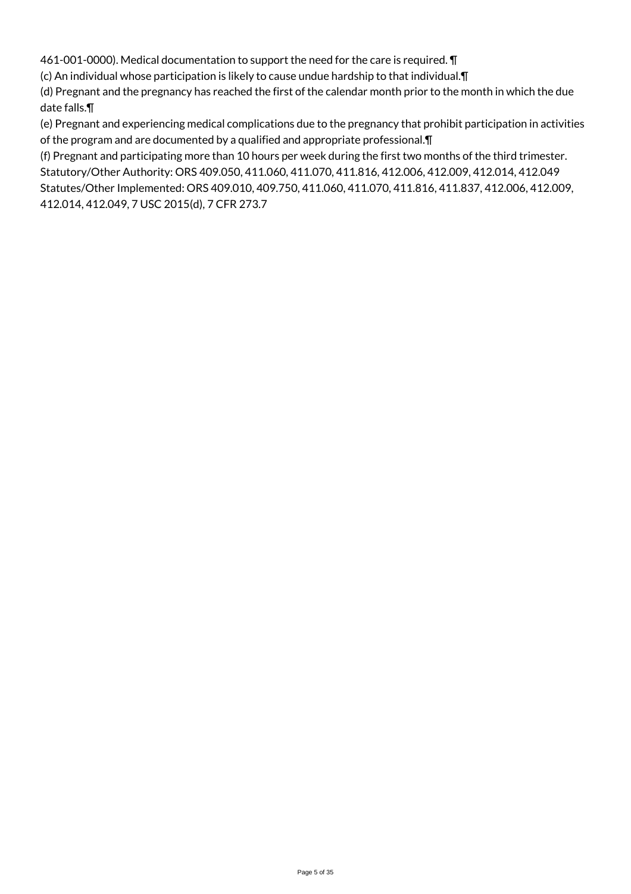461-001-0000). Medical documentation to support the need for the care is required. ¶
(c) An individual whose participation is likely to cause undue hardship to that individual.¶
(d) Pregnant and the pregnancy has reached the first of the calendar month prior to the month in which the due date falls.¶
(e) Pregnant and experiencing medical complications due to the pregnancy that prohibit participation in activities of the program and are documented by a qualified and appropriate professional.¶
(f) Pregnant and participating more than 10 hours per week during the first two months of the third trimester.
Statutory/Other Authority: ORS 409.050, 411.060, 411.070, 411.816, 412.006, 412.009, 412.014, 412.049
Statutes/Other Implemented: ORS 409.010, 409.750, 411.060, 411.070, 411.816, 411.837, 412.006, 412.009, 412.014, 412.049, 7 USC 2015(d), 7 CFR 273.7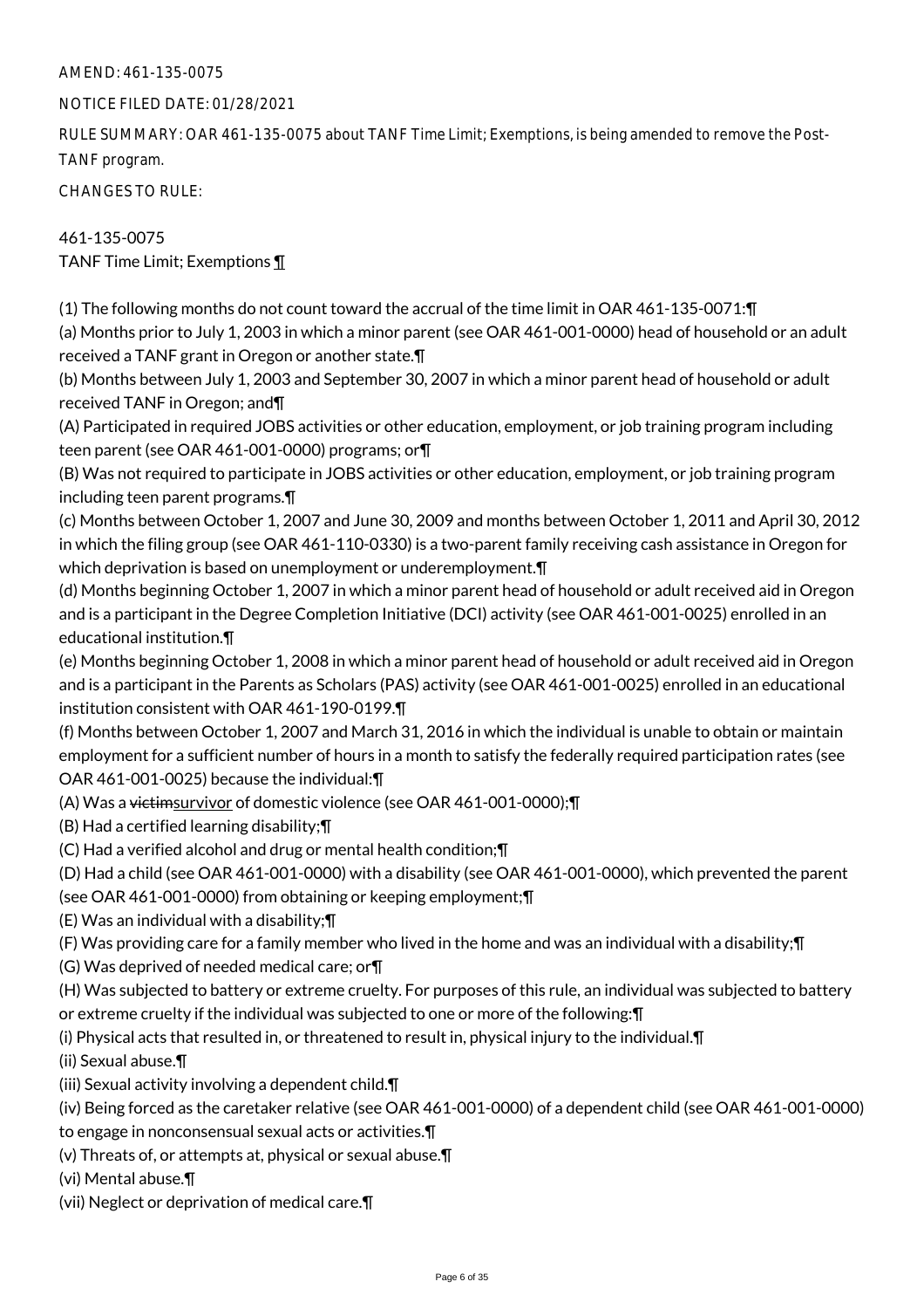AMEND: 461-135-0075

NOTICE FILED DATE: 01/28/2021

RULE SUMMARY: OAR 461-135-0075 about TANF Time Limit; Exemptions, is being amended to remove the Post-TANF program.

CHANGES TO RULE:

461-135-0075
TANF Time Limit; Exemptions ¶

(1) The following months do not count toward the accrual of the time limit in OAR 461-135-0071:¶
(a) Months prior to July 1, 2003 in which a minor parent (see OAR 461-001-0000) head of household or an adult received a TANF grant in Oregon or another state.¶
(b) Months between July 1, 2003 and September 30, 2007 in which a minor parent head of household or adult received TANF in Oregon; and¶
(A) Participated in required JOBS activities or other education, employment, or job training program including teen parent (see OAR 461-001-0000) programs; or¶
(B) Was not required to participate in JOBS activities or other education, employment, or job training program including teen parent programs.¶
(c) Months between October 1, 2007 and June 30, 2009 and months between October 1, 2011 and April 30, 2012 in which the filing group (see OAR 461-110-0330) is a two-parent family receiving cash assistance in Oregon for which deprivation is based on unemployment or underemployment.¶
(d) Months beginning October 1, 2007 in which a minor parent head of household or adult received aid in Oregon and is a participant in the Degree Completion Initiative (DCI) activity (see OAR 461-001-0025) enrolled in an educational institution.¶
(e) Months beginning October 1, 2008 in which a minor parent head of household or adult received aid in Oregon and is a participant in the Parents as Scholars (PAS) activity (see OAR 461-001-0025) enrolled in an educational institution consistent with OAR 461-190-0199.¶
(f) Months between October 1, 2007 and March 31, 2016 in which the individual is unable to obtain or maintain employment for a sufficient number of hours in a month to satisfy the federally required participation rates (see OAR 461-001-0025) because the individual:¶
(A) Was a ~~victim~~survivor of domestic violence (see OAR 461-001-0000);¶
(B) Had a certified learning disability;¶
(C) Had a verified alcohol and drug or mental health condition;¶
(D) Had a child (see OAR 461-001-0000) with a disability (see OAR 461-001-0000), which prevented the parent (see OAR 461-001-0000) from obtaining or keeping employment;¶
(E) Was an individual with a disability;¶
(F) Was providing care for a family member who lived in the home and was an individual with a disability;¶
(G) Was deprived of needed medical care; or¶
(H) Was subjected to battery or extreme cruelty. For purposes of this rule, an individual was subjected to battery or extreme cruelty if the individual was subjected to one or more of the following:¶
(i) Physical acts that resulted in, or threatened to result in, physical injury to the individual.¶
(ii) Sexual abuse.¶
(iii) Sexual activity involving a dependent child.¶
(iv) Being forced as the caretaker relative (see OAR 461-001-0000) of a dependent child (see OAR 461-001-0000) to engage in nonconsensual sexual acts or activities.¶
(v) Threats of, or attempts at, physical or sexual abuse.¶
(vi) Mental abuse.¶
(vii) Neglect or deprivation of medical care.¶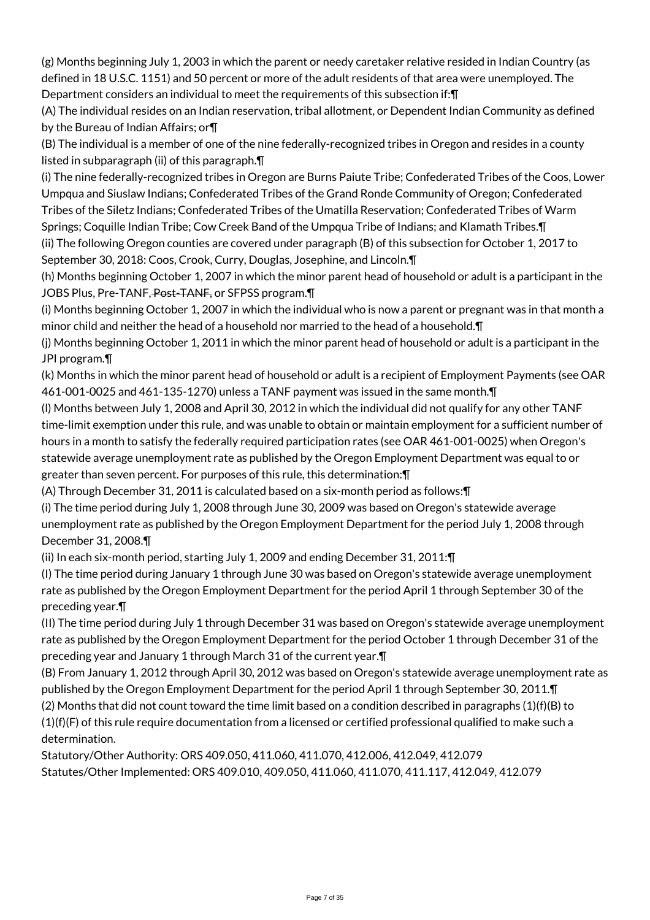(g) Months beginning July 1, 2003 in which the parent or needy caretaker relative resided in Indian Country (as defined in 18 U.S.C. 1151) and 50 percent or more of the adult residents of that area were unemployed. The Department considers an individual to meet the requirements of this subsection if:¶

(A) The individual resides on an Indian reservation, tribal allotment, or Dependent Indian Community as defined by the Bureau of Indian Affairs; or¶

(B) The individual is a member of one of the nine federally-recognized tribes in Oregon and resides in a county listed in subparagraph (ii) of this paragraph.¶

(i) The nine federally-recognized tribes in Oregon are Burns Paiute Tribe; Confederated Tribes of the Coos, Lower Umpqua and Siuslaw Indians; Confederated Tribes of the Grand Ronde Community of Oregon; Confederated Tribes of the Siletz Indians; Confederated Tribes of the Umatilla Reservation; Confederated Tribes of Warm Springs; Coquille Indian Tribe; Cow Creek Band of the Umpqua Tribe of Indians; and Klamath Tribes.¶

(ii) The following Oregon counties are covered under paragraph (B) of this subsection for October 1, 2017 to September 30, 2018: Coos, Crook, Curry, Douglas, Josephine, and Lincoln.¶

(h) Months beginning October 1, 2007 in which the minor parent head of household or adult is a participant in the JOBS Plus, Pre-TANF, ~~Post-TANF,~~ or SFPSS program.¶

(i) Months beginning October 1, 2007 in which the individual who is now a parent or pregnant was in that month a minor child and neither the head of a household nor married to the head of a household.¶

(j) Months beginning October 1, 2011 in which the minor parent head of household or adult is a participant in the JPI program.¶

(k) Months in which the minor parent head of household or adult is a recipient of Employment Payments (see OAR 461-001-0025 and 461-135-1270) unless a TANF payment was issued in the same month.¶

(l) Months between July 1, 2008 and April 30, 2012 in which the individual did not qualify for any other TANF time-limit exemption under this rule, and was unable to obtain or maintain employment for a sufficient number of hours in a month to satisfy the federally required participation rates (see OAR 461-001-0025) when Oregon's statewide average unemployment rate as published by the Oregon Employment Department was equal to or greater than seven percent. For purposes of this rule, this determination:¶

(A) Through December 31, 2011 is calculated based on a six-month period as follows:¶

(i) The time period during July 1, 2008 through June 30, 2009 was based on Oregon's statewide average unemployment rate as published by the Oregon Employment Department for the period July 1, 2008 through December 31, 2008.¶

(ii) In each six-month period, starting July 1, 2009 and ending December 31, 2011:¶

(I) The time period during January 1 through June 30 was based on Oregon's statewide average unemployment rate as published by the Oregon Employment Department for the period April 1 through September 30 of the preceding year.¶

(II) The time period during July 1 through December 31 was based on Oregon's statewide average unemployment rate as published by the Oregon Employment Department for the period October 1 through December 31 of the preceding year and January 1 through March 31 of the current year.¶

(B) From January 1, 2012 through April 30, 2012 was based on Oregon's statewide average unemployment rate as published by the Oregon Employment Department for the period April 1 through September 30, 2011.¶

(2) Months that did not count toward the time limit based on a condition described in paragraphs (1)(f)(B) to (1)(f)(F) of this rule require documentation from a licensed or certified professional qualified to make such a determination.

Statutory/Other Authority: ORS 409.050, 411.060, 411.070, 412.006, 412.049, 412.079
Statutes/Other Implemented: ORS 409.010, 409.050, 411.060, 411.070, 411.117, 412.049, 412.079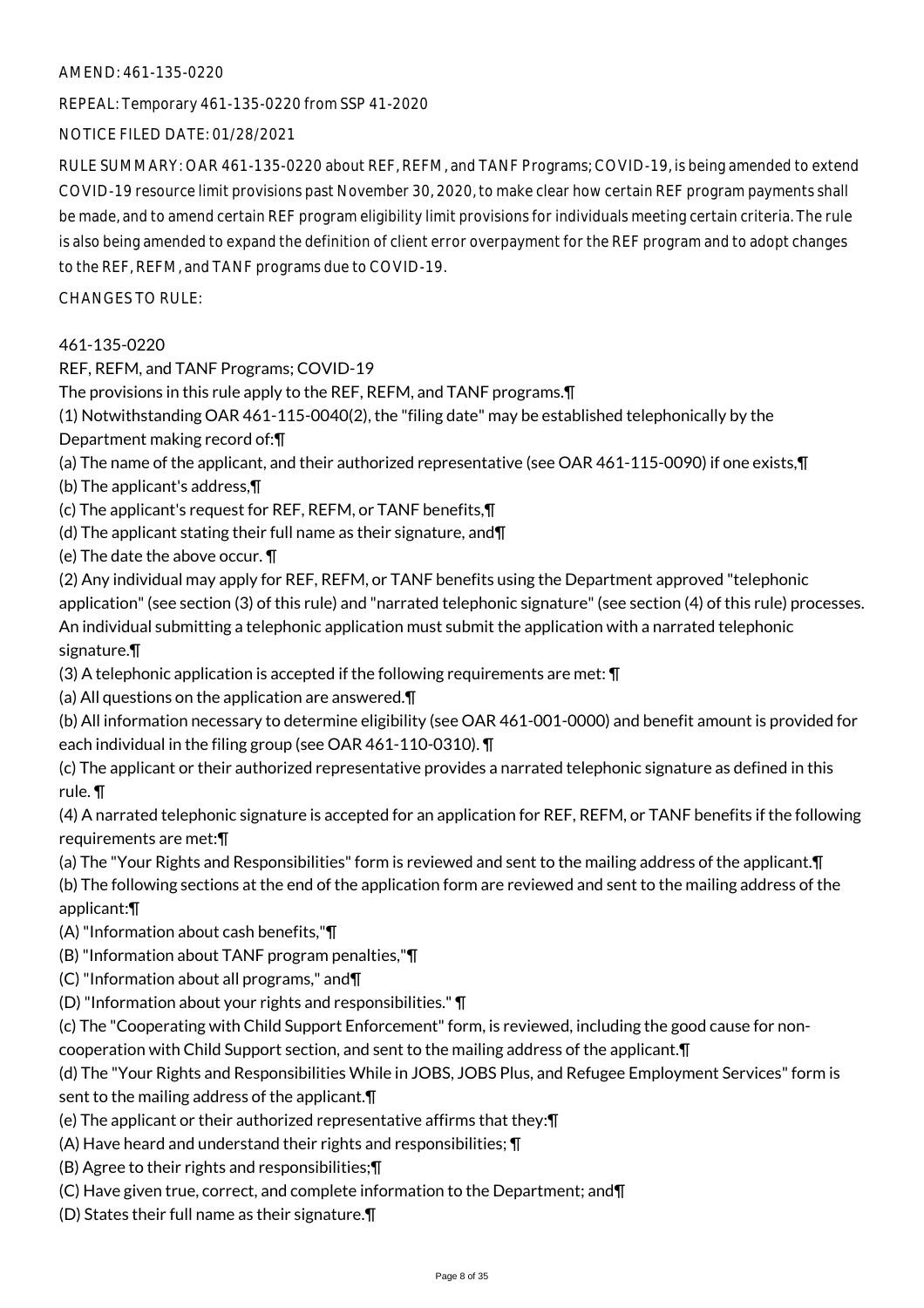AMEND: 461-135-0220

REPEAL: Temporary 461-135-0220 from SSP 41-2020

NOTICE FILED DATE: 01/28/2021

RULE SUMMARY: OAR 461-135-0220 about REF, REFM, and TANF Programs; COVID-19, is being amended to extend COVID-19 resource limit provisions past November 30, 2020, to make clear how certain REF program payments shall be made, and to amend certain REF program eligibility limit provisions for individuals meeting certain criteria. The rule is also being amended to expand the definition of client error overpayment for the REF program and to adopt changes to the REF, REFM, and TANF programs due to COVID-19.

CHANGES TO RULE:

461-135-0220

REF, REFM, and TANF Programs; COVID-19

The provisions in this rule apply to the REF, REFM, and TANF programs.¶

(1) Notwithstanding OAR 461-115-0040(2), the "filing date" may be established telephonically by the Department making record of:¶

(a) The name of the applicant, and their authorized representative (see OAR 461-115-0090) if one exists,¶

(b) The applicant's address,¶

(c) The applicant's request for REF, REFM, or TANF benefits,¶

(d) The applicant stating their full name as their signature, and¶

(e) The date the above occur. ¶

(2) Any individual may apply for REF, REFM, or TANF benefits using the Department approved "telephonic application" (see section (3) of this rule) and "narrated telephonic signature" (see section (4) of this rule) processes. An individual submitting a telephonic application must submit the application with a narrated telephonic signature.¶

(3) A telephonic application is accepted if the following requirements are met: ¶

(a) All questions on the application are answered.¶

(b) All information necessary to determine eligibility (see OAR 461-001-0000) and benefit amount is provided for each individual in the filing group (see OAR 461-110-0310). ¶

(c) The applicant or their authorized representative provides a narrated telephonic signature as defined in this rule. ¶

(4) A narrated telephonic signature is accepted for an application for REF, REFM, or TANF benefits if the following requirements are met:¶

(a) The "Your Rights and Responsibilities" form is reviewed and sent to the mailing address of the applicant.¶

(b) The following sections at the end of the application form are reviewed and sent to the mailing address of the applicant:¶

(A) "Information about cash benefits,"¶

(B) "Information about TANF program penalties,"¶

(C) "Information about all programs," and¶

(D) "Information about your rights and responsibilities." ¶

(c) The "Cooperating with Child Support Enforcement" form, is reviewed, including the good cause for non-cooperation with Child Support section, and sent to the mailing address of the applicant.¶

(d) The "Your Rights and Responsibilities While in JOBS, JOBS Plus, and Refugee Employment Services" form is sent to the mailing address of the applicant.¶

(e) The applicant or their authorized representative affirms that they:¶

(A) Have heard and understand their rights and responsibilities; ¶

(B) Agree to their rights and responsibilities;¶

(C) Have given true, correct, and complete information to the Department; and¶

(D) States their full name as their signature.¶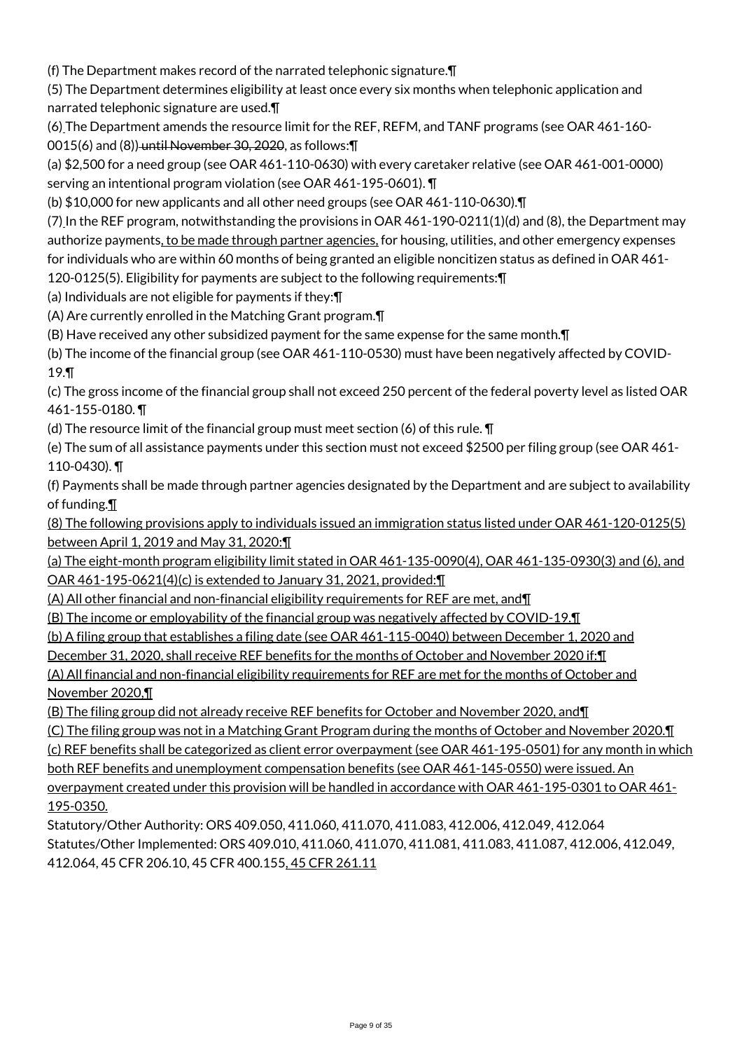(f) The Department makes record of the narrated telephonic signature.¶

(5) The Department determines eligibility at least once every six months when telephonic application and narrated telephonic signature are used.¶

(6) The Department amends the resource limit for the REF, REFM, and TANF programs (see OAR 461-160-0015(6) and (8)) ~~until November 30, 2020~~, as follows:¶

(a) $2,500 for a need group (see OAR 461-110-0630) with every caretaker relative (see OAR 461-001-0000) serving an intentional program violation (see OAR 461-195-0601). ¶

(b) $10,000 for new applicants and all other need groups (see OAR 461-110-0630).¶

(7) In the REF program, notwithstanding the provisions in OAR 461-190-0211(1)(d) and (8), the Department may authorize payments, to be made through partner agencies, for housing, utilities, and other emergency expenses for individuals who are within 60 months of being granted an eligible noncitizen status as defined in OAR 461-120-0125(5). Eligibility for payments are subject to the following requirements:¶

(a) Individuals are not eligible for payments if they:¶

(A) Are currently enrolled in the Matching Grant program.¶

(B) Have received any other subsidized payment for the same expense for the same month.¶

(b) The income of the financial group (see OAR 461-110-0530) must have been negatively affected by COVID-19.¶

(c) The gross income of the financial group shall not exceed 250 percent of the federal poverty level as listed OAR 461-155-0180. ¶

(d) The resource limit of the financial group must meet section (6) of this rule. ¶

(e) The sum of all assistance payments under this section must not exceed $2500 per filing group (see OAR 461-110-0430). ¶

(f) Payments shall be made through partner agencies designated by the Department and are subject to availability of funding.¶

(8) The following provisions apply to individuals issued an immigration status listed under OAR 461-120-0125(5) between April 1, 2019 and May 31, 2020:¶

(a) The eight-month program eligibility limit stated in OAR 461-135-0090(4), OAR 461-135-0930(3) and (6), and OAR 461-195-0621(4)(c) is extended to January 31, 2021, provided:¶

(A) All other financial and non-financial eligibility requirements for REF are met, and¶

(B) The income or employability of the financial group was negatively affected by COVID-19.¶

(b) A filing group that establishes a filing date (see OAR 461-115-0040) between December 1, 2020 and December 31, 2020, shall receive REF benefits for the months of October and November 2020 if:¶

(A) All financial and non-financial eligibility requirements for REF are met for the months of October and November 2020,¶

(B) The filing group did not already receive REF benefits for October and November 2020, and¶

(C) The filing group was not in a Matching Grant Program during the months of October and November 2020.¶

(c) REF benefits shall be categorized as client error overpayment (see OAR 461-195-0501) for any month in which both REF benefits and unemployment compensation benefits (see OAR 461-145-0550) were issued. An overpayment created under this provision will be handled in accordance with OAR 461-195-0301 to OAR 461-195-0350.

Statutory/Other Authority: ORS 409.050, 411.060, 411.070, 411.083, 412.006, 412.049, 412.064
Statutes/Other Implemented: ORS 409.010, 411.060, 411.070, 411.081, 411.083, 411.087, 412.006, 412.049, 412.064, 45 CFR 206.10, 45 CFR 400.155, 45 CFR 261.11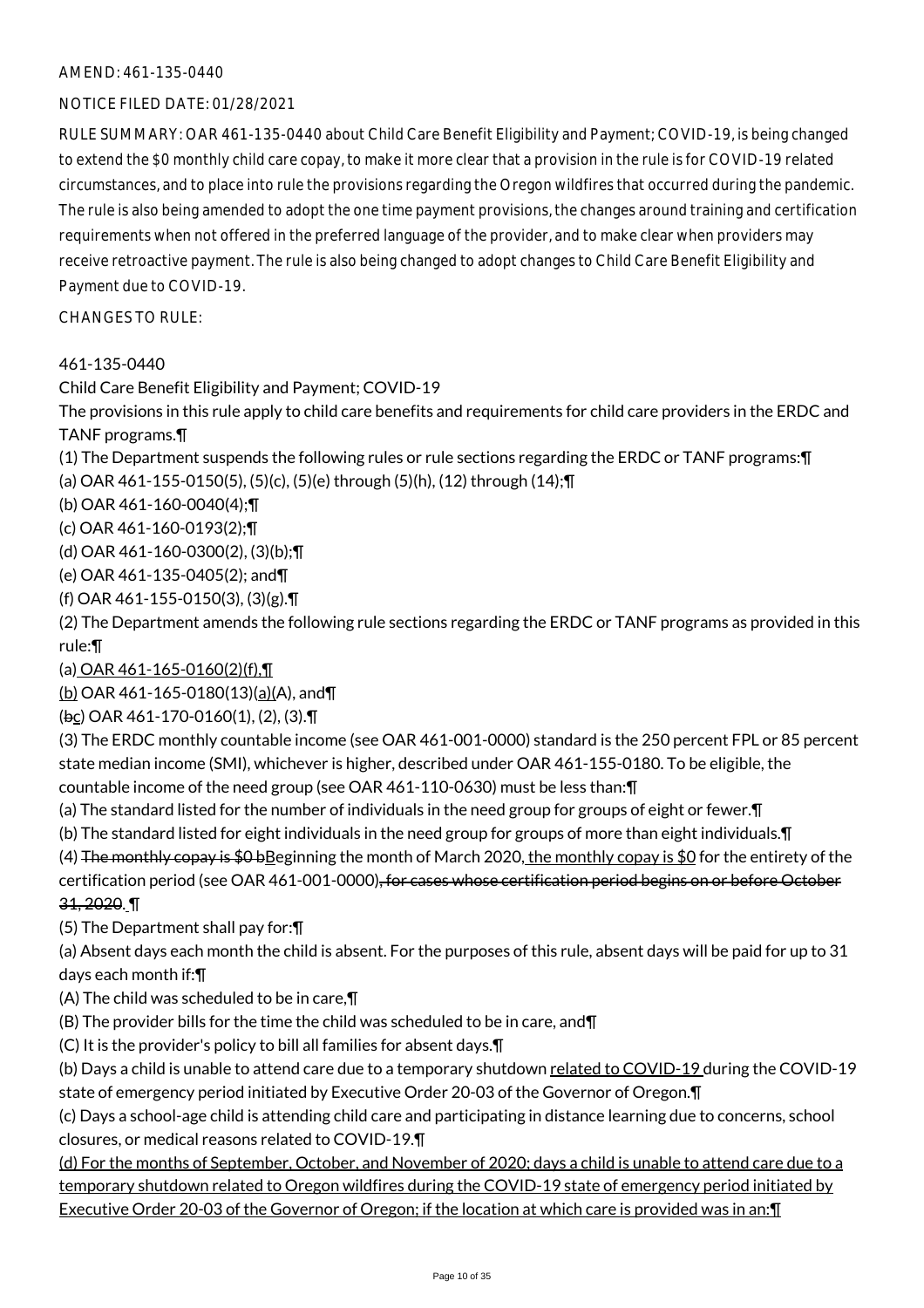AMEND: 461-135-0440

NOTICE FILED DATE: 01/28/2021

RULE SUMMARY: OAR 461-135-0440 about Child Care Benefit Eligibility and Payment; COVID-19, is being changed to extend the $0 monthly child care copay, to make it more clear that a provision in the rule is for COVID-19 related circumstances, and to place into rule the provisions regarding the Oregon wildfires that occurred during the pandemic. The rule is also being amended to adopt the one time payment provisions, the changes around training and certification requirements when not offered in the preferred language of the provider, and to make clear when providers may receive retroactive payment. The rule is also being changed to adopt changes to Child Care Benefit Eligibility and Payment due to COVID-19.

CHANGES TO RULE:

461-135-0440

Child Care Benefit Eligibility and Payment; COVID-19

The provisions in this rule apply to child care benefits and requirements for child care providers in the ERDC and TANF programs.¶

(1) The Department suspends the following rules or rule sections regarding the ERDC or TANF programs:¶

(a) OAR 461-155-0150(5), (5)(c), (5)(e) through (5)(h), (12) through (14);¶

(b) OAR 461-160-0040(4);¶

(c) OAR 461-160-0193(2);¶

(d) OAR 461-160-0300(2), (3)(b);¶

(e) OAR 461-135-0405(2); and¶

(f) OAR 461-155-0150(3), (3)(g).¶

(2) The Department amends the following rule sections regarding the ERDC or TANF programs as provided in this rule:¶

(a) OAR 461-165-0160(2)(f),¶

(b) OAR 461-165-0180(13)(a)(A), and¶

(~~b~~c) OAR 461-170-0160(1), (2), (3).¶

(3) The ERDC monthly countable income (see OAR 461-001-0000) standard is the 250 percent FPL or 85 percent state median income (SMI), whichever is higher, described under OAR 461-155-0180. To be eligible, the countable income of the need group (see OAR 461-110-0630) must be less than:¶

(a) The standard listed for the number of individuals in the need group for groups of eight or fewer.¶

(b) The standard listed for eight individuals in the need group for groups of more than eight individuals.¶

(4) ~~The monthly copay is $0 b~~Beginning the month of March 2020, the monthly copay is $0 for the entirety of the certification period (see OAR 461-001-0000)~~, for cases whose certification period begins on or before October 31, 2020.~~ ¶

(5) The Department shall pay for:¶

(a) Absent days each month the child is absent. For the purposes of this rule, absent days will be paid for up to 31 days each month if:¶

(A) The child was scheduled to be in care,¶

(B) The provider bills for the time the child was scheduled to be in care, and¶

(C) It is the provider's policy to bill all families for absent days.¶

(b) Days a child is unable to attend care due to a temporary shutdown related to COVID-19 during the COVID-19 state of emergency period initiated by Executive Order 20-03 of the Governor of Oregon.¶

(c) Days a school-age child is attending child care and participating in distance learning due to concerns, school closures, or medical reasons related to COVID-19.¶

(d) For the months of September, October, and November of 2020; days a child is unable to attend care due to a temporary shutdown related to Oregon wildfires during the COVID-19 state of emergency period initiated by Executive Order 20-03 of the Governor of Oregon; if the location at which care is provided was in an:¶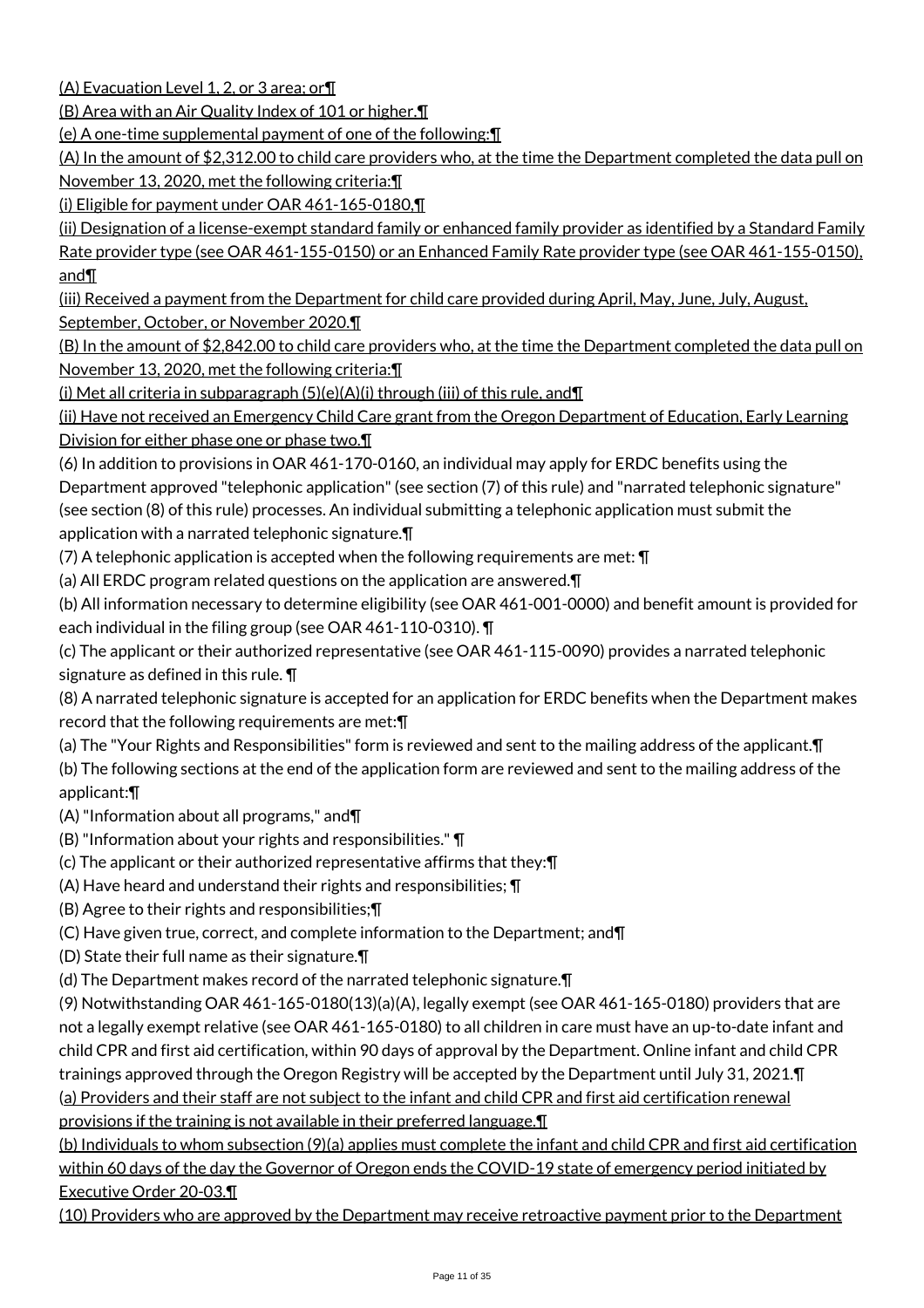(A) Evacuation Level 1, 2, or 3 area; or¶

(B) Area with an Air Quality Index of 101 or higher.¶

(e) A one-time supplemental payment of one of the following:¶

(A) In the amount of $2,312.00 to child care providers who, at the time the Department completed the data pull on November 13, 2020, met the following criteria:¶

(i) Eligible for payment under OAR 461-165-0180,¶

(ii) Designation of a license-exempt standard family or enhanced family provider as identified by a Standard Family Rate provider type (see OAR 461-155-0150) or an Enhanced Family Rate provider type (see OAR 461-155-0150), and¶

(iii) Received a payment from the Department for child care provided during April, May, June, July, August, September, October, or November 2020.¶

(B) In the amount of $2,842.00 to child care providers who, at the time the Department completed the data pull on November 13, 2020, met the following criteria:¶

(i) Met all criteria in subparagraph (5)(e)(A)(i) through (iii) of this rule, and¶

(ii) Have not received an Emergency Child Care grant from the Oregon Department of Education, Early Learning Division for either phase one or phase two.¶

(6) In addition to provisions in OAR 461-170-0160, an individual may apply for ERDC benefits using the Department approved "telephonic application" (see section (7) of this rule) and "narrated telephonic signature" (see section (8) of this rule) processes. An individual submitting a telephonic application must submit the application with a narrated telephonic signature.¶

(7) A telephonic application is accepted when the following requirements are met: ¶

(a) All ERDC program related questions on the application are answered.¶

(b) All information necessary to determine eligibility (see OAR 461-001-0000) and benefit amount is provided for each individual in the filing group (see OAR 461-110-0310). ¶

(c) The applicant or their authorized representative (see OAR 461-115-0090) provides a narrated telephonic signature as defined in this rule. ¶

(8) A narrated telephonic signature is accepted for an application for ERDC benefits when the Department makes record that the following requirements are met:¶

(a) The "Your Rights and Responsibilities" form is reviewed and sent to the mailing address of the applicant.¶

(b) The following sections at the end of the application form are reviewed and sent to the mailing address of the applicant:¶

(A) "Information about all programs," and¶

(B) "Information about your rights and responsibilities." ¶

(c) The applicant or their authorized representative affirms that they:¶

(A) Have heard and understand their rights and responsibilities; ¶

(B) Agree to their rights and responsibilities;¶

(C) Have given true, correct, and complete information to the Department; and¶

(D) State their full name as their signature.¶

(d) The Department makes record of the narrated telephonic signature.¶

(9) Notwithstanding OAR 461-165-0180(13)(a)(A), legally exempt (see OAR 461-165-0180) providers that are not a legally exempt relative (see OAR 461-165-0180) to all children in care must have an up-to-date infant and child CPR and first aid certification, within 90 days of approval by the Department. Online infant and child CPR trainings approved through the Oregon Registry will be accepted by the Department until July 31, 2021.¶

(a) Providers and their staff are not subject to the infant and child CPR and first aid certification renewal provisions if the training is not available in their preferred language.¶

(b) Individuals to whom subsection (9)(a) applies must complete the infant and child CPR and first aid certification within 60 days of the day the Governor of Oregon ends the COVID-19 state of emergency period initiated by Executive Order 20-03.¶

(10) Providers who are approved by the Department may receive retroactive payment prior to the Department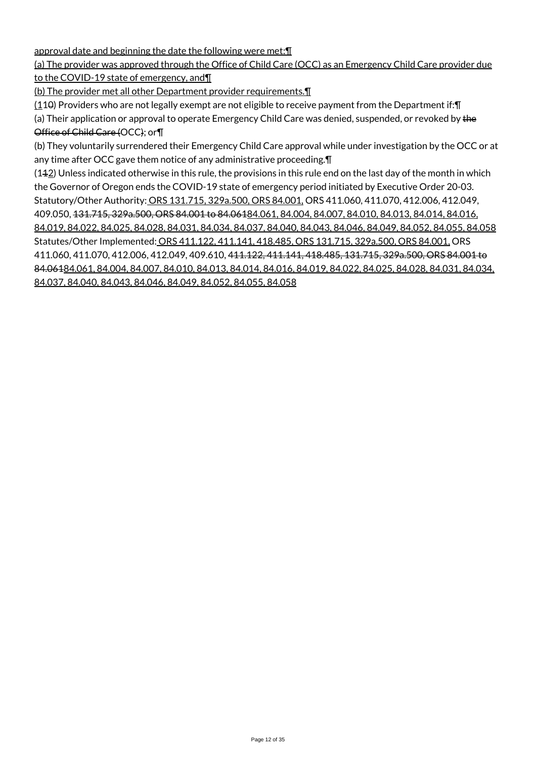approval date and beginning the date the following were met:¶

(a) The provider was approved through the Office of Child Care (OCC) as an Emergency Child Care provider due to the COVID-19 state of emergency, and¶

(b) The provider met all other Department provider requirements.¶

(110) Providers who are not legally exempt are not eligible to receive payment from the Department if:¶

(a) Their application or approval to operate Emergency Child Care was denied, suspended, or revoked by ~~the Office of Child Care (~~OCC~~)~~; or¶

(b) They voluntarily surrendered their Emergency Child Care approval while under investigation by the OCC or at any time after OCC gave them notice of any administrative proceeding.¶

(1~~1~~2) Unless indicated otherwise in this rule, the provisions in this rule end on the last day of the month in which the Governor of Oregon ends the COVID-19 state of emergency period initiated by Executive Order 20-03.

Statutory/Other Authority: ORS 131.715, 329a.500, ORS 84.001, ORS 411.060, 411.070, 412.006, 412.049, 409.050, ~~131.715, 329a.500, ORS 84.001 to 84.061~~84.061, 84.004, 84.007, 84.010, 84.013, 84.014, 84.016, 84.019, 84.022, 84.025, 84.028, 84.031, 84.034, 84.037, 84.040, 84.043, 84.046, 84.049, 84.052, 84.055, 84.058

Statutes/Other Implemented: ORS 411.122, 411.141, 418.485, ORS 131.715, 329a.500, ORS 84.001, ORS 411.060, 411.070, 412.006, 412.049, 409.610, 4~~11.122, 411.141, 418.485, 131.715, 329a.500, ORS 84.001 to 84.061~~84.061, 84.004, 84.007, 84.010, 84.013, 84.014, 84.016, 84.019, 84.022, 84.025, 84.028, 84.031, 84.034, 84.037, 84.040, 84.043, 84.046, 84.049, 84.052, 84.055, 84.058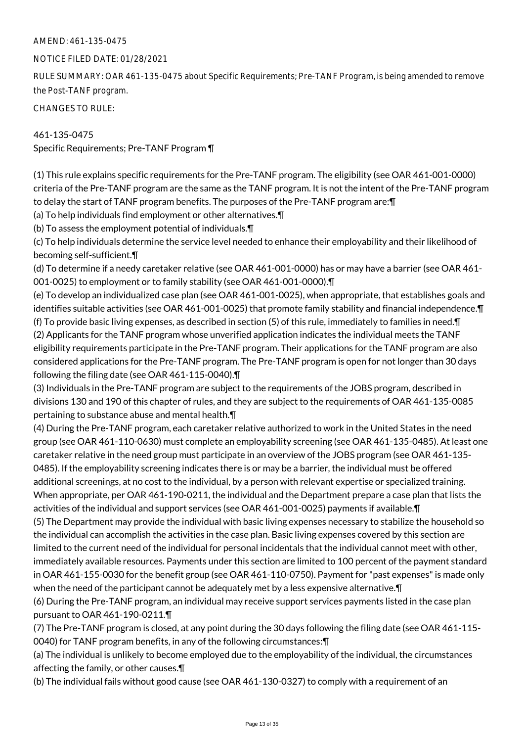AMEND: 461-135-0475

NOTICE FILED DATE: 01/28/2021

RULE SUMMARY: OAR 461-135-0475 about Specific Requirements; Pre-TANF Program, is being amended to remove the Post-TANF program.

CHANGES TO RULE:

461-135-0475
Specific Requirements; Pre-TANF Program ¶

(1) This rule explains specific requirements for the Pre-TANF program. The eligibility (see OAR 461-001-0000) criteria of the Pre-TANF program are the same as the TANF program. It is not the intent of the Pre-TANF program to delay the start of TANF program benefits. The purposes of the Pre-TANF program are:¶
(a) To help individuals find employment or other alternatives.¶
(b) To assess the employment potential of individuals.¶
(c) To help individuals determine the service level needed to enhance their employability and their likelihood of becoming self-sufficient.¶
(d) To determine if a needy caretaker relative (see OAR 461-001-0000) has or may have a barrier (see OAR 461-001-0025) to employment or to family stability (see OAR 461-001-0000).¶
(e) To develop an individualized case plan (see OAR 461-001-0025), when appropriate, that establishes goals and identifies suitable activities (see OAR 461-001-0025) that promote family stability and financial independence.¶
(f) To provide basic living expenses, as described in section (5) of this rule, immediately to families in need.¶
(2) Applicants for the TANF program whose unverified application indicates the individual meets the TANF eligibility requirements participate in the Pre-TANF program. Their applications for the TANF program are also considered applications for the Pre-TANF program. The Pre-TANF program is open for not longer than 30 days following the filing date (see OAR 461-115-0040).¶
(3) Individuals in the Pre-TANF program are subject to the requirements of the JOBS program, described in divisions 130 and 190 of this chapter of rules, and they are subject to the requirements of OAR 461-135-0085 pertaining to substance abuse and mental health.¶
(4) During the Pre-TANF program, each caretaker relative authorized to work in the United States in the need group (see OAR 461-110-0630) must complete an employability screening (see OAR 461-135-0485). At least one caretaker relative in the need group must participate in an overview of the JOBS program (see OAR 461-135-0485). If the employability screening indicates there is or may be a barrier, the individual must be offered additional screenings, at no cost to the individual, by a person with relevant expertise or specialized training. When appropriate, per OAR 461-190-0211, the individual and the Department prepare a case plan that lists the activities of the individual and support services (see OAR 461-001-0025) payments if available.¶
(5) The Department may provide the individual with basic living expenses necessary to stabilize the household so the individual can accomplish the activities in the case plan. Basic living expenses covered by this section are limited to the current need of the individual for personal incidentals that the individual cannot meet with other, immediately available resources. Payments under this section are limited to 100 percent of the payment standard in OAR 461-155-0030 for the benefit group (see OAR 461-110-0750). Payment for "past expenses" is made only when the need of the participant cannot be adequately met by a less expensive alternative.¶
(6) During the Pre-TANF program, an individual may receive support services payments listed in the case plan pursuant to OAR 461-190-0211.¶
(7) The Pre-TANF program is closed, at any point during the 30 days following the filing date (see OAR 461-115-0040) for TANF program benefits, in any of the following circumstances:¶
(a) The individual is unlikely to become employed due to the employability of the individual, the circumstances affecting the family, or other causes.¶
(b) The individual fails without good cause (see OAR 461-130-0327) to comply with a requirement of an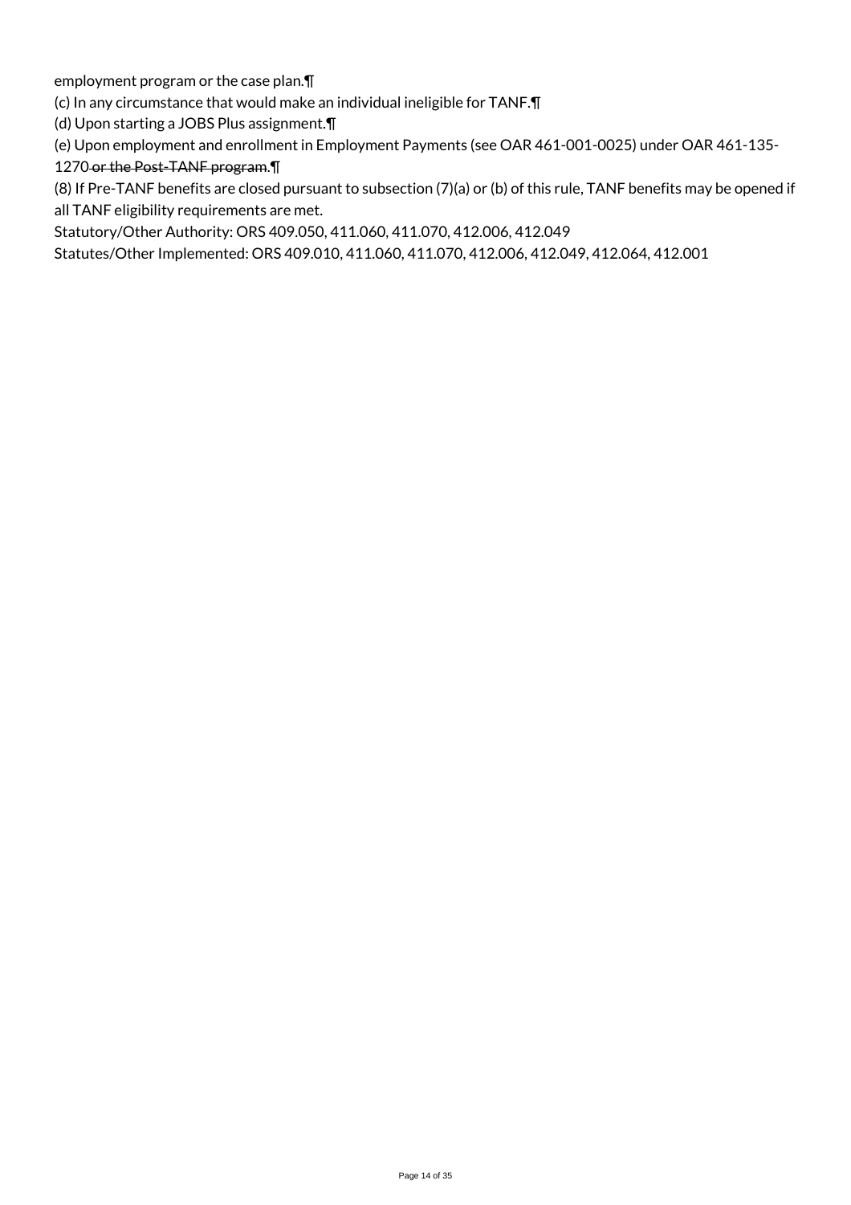employment program or the case plan.¶

(c) In any circumstance that would make an individual ineligible for TANF.¶

(d) Upon starting a JOBS Plus assignment.¶

(e) Upon employment and enrollment in Employment Payments (see OAR 461-001-0025) under OAR 461-135-1270 ~~or the Post-TANF program.~~¶

(8) If Pre-TANF benefits are closed pursuant to subsection (7)(a) or (b) of this rule, TANF benefits may be opened if all TANF eligibility requirements are met.

Statutory/Other Authority: ORS 409.050, 411.060, 411.070, 412.006, 412.049

Statutes/Other Implemented: ORS 409.010, 411.060, 411.070, 412.006, 412.049, 412.064, 412.001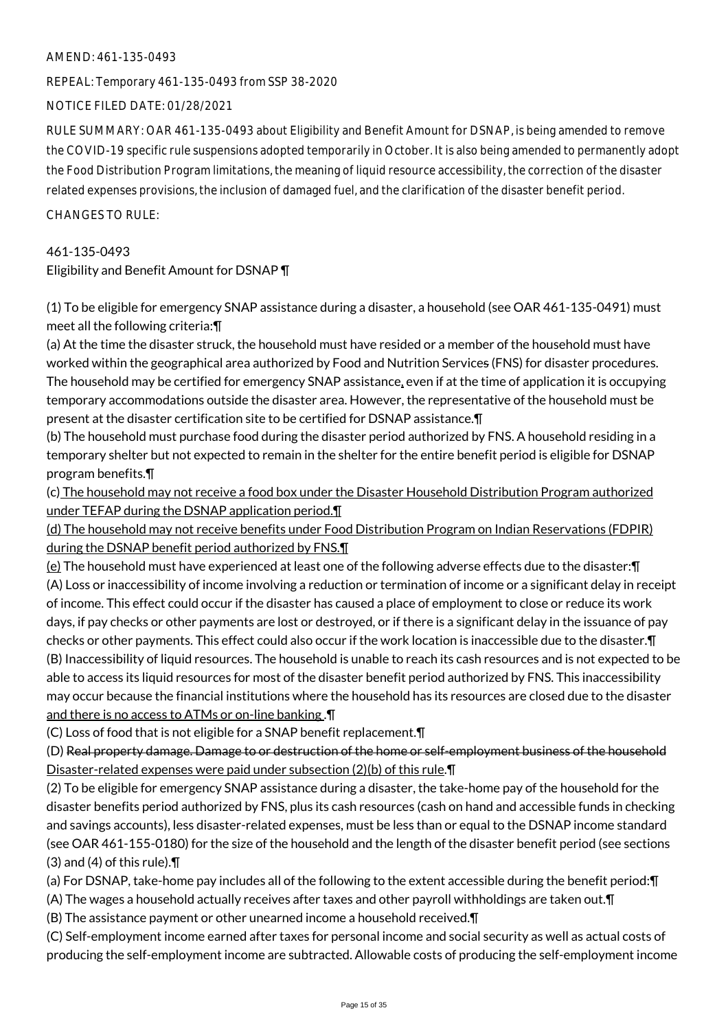AMEND: 461-135-0493

REPEAL: Temporary 461-135-0493 from SSP 38-2020

NOTICE FILED DATE: 01/28/2021

RULE SUMMARY: OAR 461-135-0493 about Eligibility and Benefit Amount for DSNAP, is being amended to remove the COVID-19 specific rule suspensions adopted temporarily in October. It is also being amended to permanently adopt the Food Distribution Program limitations, the meaning of liquid resource accessibility, the correction of the disaster related expenses provisions, the inclusion of damaged fuel, and the clarification of the disaster benefit period.

CHANGES TO RULE:

461-135-0493
Eligibility and Benefit Amount for DSNAP ¶

(1) To be eligible for emergency SNAP assistance during a disaster, a household (see OAR 461-135-0491) must meet all the following criteria:¶
(a) At the time the disaster struck, the household must have resided or a member of the household must have worked within the geographical area authorized by Food and Nutrition Services (FNS) for disaster procedures. The household may be certified for emergency SNAP assistance, even if at the time of application it is occupying temporary accommodations outside the disaster area. However, the representative of the household must be present at the disaster certification site to be certified for DSNAP assistance.¶
(b) The household must purchase food during the disaster period authorized by FNS. A household residing in a temporary shelter but not expected to remain in the shelter for the entire benefit period is eligible for DSNAP program benefits.¶
(c) The household may not receive a food box under the Disaster Household Distribution Program authorized under TEFAP during the DSNAP application period.¶
(d) The household may not receive benefits under Food Distribution Program on Indian Reservations (FDPIR) during the DSNAP benefit period authorized by FNS.¶
(e) The household must have experienced at least one of the following adverse effects due to the disaster:¶
(A) Loss or inaccessibility of income involving a reduction or termination of income or a significant delay in receipt of income. This effect could occur if the disaster has caused a place of employment to close or reduce its work days, if pay checks or other payments are lost or destroyed, or if there is a significant delay in the issuance of pay checks or other payments. This effect could also occur if the work location is inaccessible due to the disaster.¶
(B) Inaccessibility of liquid resources. The household is unable to reach its cash resources and is not expected to be able to access its liquid resources for most of the disaster benefit period authorized by FNS. This inaccessibility may occur because the financial institutions where the household has its resources are closed due to the disaster and there is no access to ATMs or on-line banking .¶
(C) Loss of food that is not eligible for a SNAP benefit replacement.¶
(D) ~~Real property damage. Damage to or destruction of the home or self-employment business of the household~~ Disaster-related expenses were paid under subsection (2)(b) of this rule.¶
(2) To be eligible for emergency SNAP assistance during a disaster, the take-home pay of the household for the disaster benefits period authorized by FNS, plus its cash resources (cash on hand and accessible funds in checking and savings accounts), less disaster-related expenses, must be less than or equal to the DSNAP income standard (see OAR 461-155-0180) for the size of the household and the length of the disaster benefit period (see sections (3) and (4) of this rule).¶
(a) For DSNAP, take-home pay includes all of the following to the extent accessible during the benefit period:¶
(A) The wages a household actually receives after taxes and other payroll withholdings are taken out.¶
(B) The assistance payment or other unearned income a household received.¶
(C) Self-employment income earned after taxes for personal income and social security as well as actual costs of producing the self-employment income are subtracted. Allowable costs of producing the self-employment income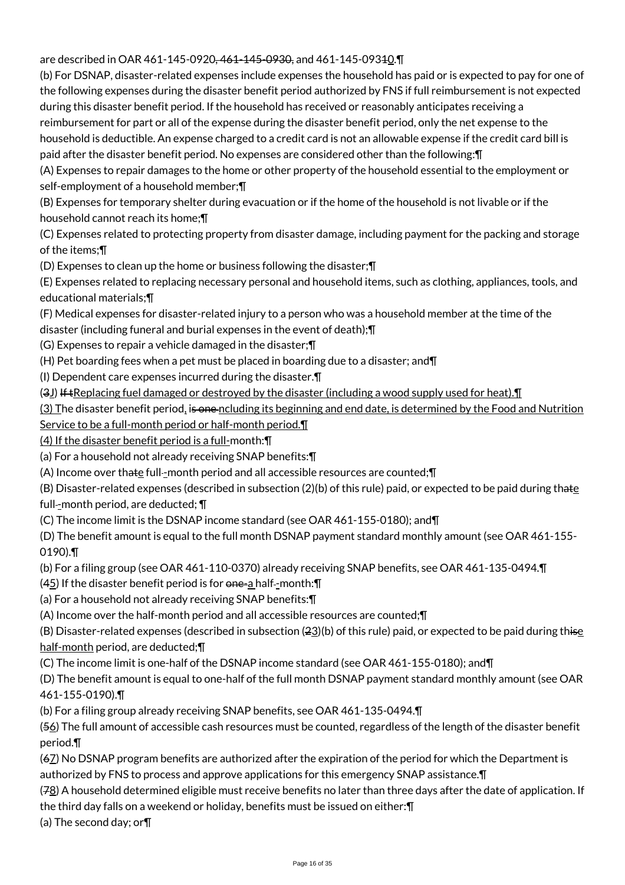are described in OAR 461-145-0920, 461-145-0930, and 461-145-09310.¶

(b) For DSNAP, disaster-related expenses include expenses the household has paid or is expected to pay for one of the following expenses during the disaster benefit period authorized by FNS if full reimbursement is not expected during this disaster benefit period. If the household has received or reasonably anticipates receiving a reimbursement for part or all of the expense during the disaster benefit period, only the net expense to the household is deductible. An expense charged to a credit card is not an allowable expense if the credit card bill is paid after the disaster benefit period. No expenses are considered other than the following:¶

(A) Expenses to repair damages to the home or other property of the household essential to the employment or self-employment of a household member;¶

(B) Expenses for temporary shelter during evacuation or if the home of the household is not livable or if the household cannot reach its home;¶

(C) Expenses related to protecting property from disaster damage, including payment for the packing and storage of the items;¶

(D) Expenses to clean up the home or business following the disaster;¶

(E) Expenses related to replacing necessary personal and household items, such as clothing, appliances, tools, and educational materials;¶

(F) Medical expenses for disaster-related injury to a person who was a household member at the time of the disaster (including funeral and burial expenses in the event of death);¶

(G) Expenses to repair a vehicle damaged in the disaster;¶

(H) Pet boarding fees when a pet must be placed in boarding due to a disaster; and¶

(I) Dependent care expenses incurred during the disaster.¶

(3J) If tReplacing fuel damaged or destroyed by the disaster (including a wood supply used for heat).¶

(3) The disaster benefit period, is one ncluding its beginning and end date, is determined by the Food and Nutrition Service to be a full-month period or half-month period.¶

(4) If the disaster benefit period is a full-month:¶

(a) For a household not already receiving SNAP benefits:¶

(A) Income over thate full--month period and all accessible resources are counted;¶

(B) Disaster-related expenses (described in subsection (2)(b) of this rule) paid, or expected to be paid during thate full--month period, are deducted; ¶

(C) The income limit is the DSNAP income standard (see OAR 461-155-0180); and¶

(D) The benefit amount is equal to the full month DSNAP payment standard monthly amount (see OAR 461-155-0190).¶

(b) For a filing group (see OAR 461-110-0370) already receiving SNAP benefits, see OAR 461-135-0494.¶

(45) If the disaster benefit period is for one-a half--month:¶

(a) For a household not already receiving SNAP benefits:¶

(A) Income over the half-month period and all accessible resources are counted;¶

(B) Disaster-related expenses (described in subsection (23)(b) of this rule) paid, or expected to be paid during thise half-month period, are deducted;¶

(C) The income limit is one-half of the DSNAP income standard (see OAR 461-155-0180); and¶

(D) The benefit amount is equal to one-half of the full month DSNAP payment standard monthly amount (see OAR 461-155-0190).¶

(b) For a filing group already receiving SNAP benefits, see OAR 461-135-0494.¶

(56) The full amount of accessible cash resources must be counted, regardless of the length of the disaster benefit period.¶

(67) No DSNAP program benefits are authorized after the expiration of the period for which the Department is authorized by FNS to process and approve applications for this emergency SNAP assistance.¶

(78) A household determined eligible must receive benefits no later than three days after the date of application. If the third day falls on a weekend or holiday, benefits must be issued on either:¶

(a) The second day; or¶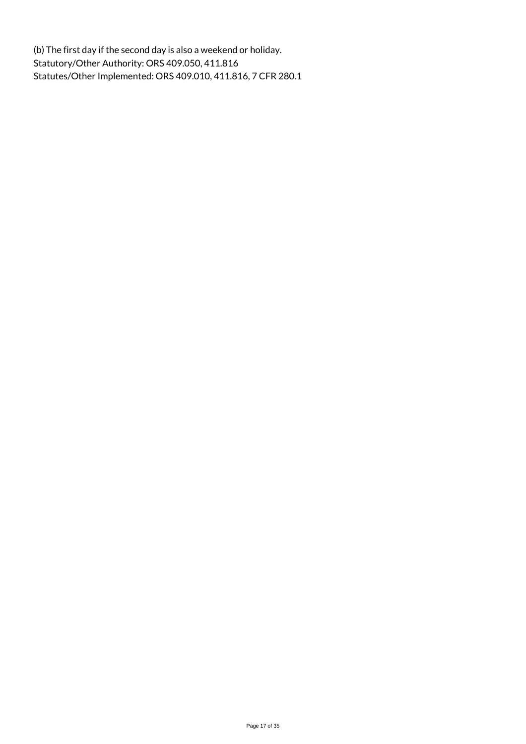(b) The first day if the second day is also a weekend or holiday.

Statutory/Other Authority: ORS 409.050, 411.816

Statutes/Other Implemented: ORS 409.010, 411.816, 7 CFR 280.1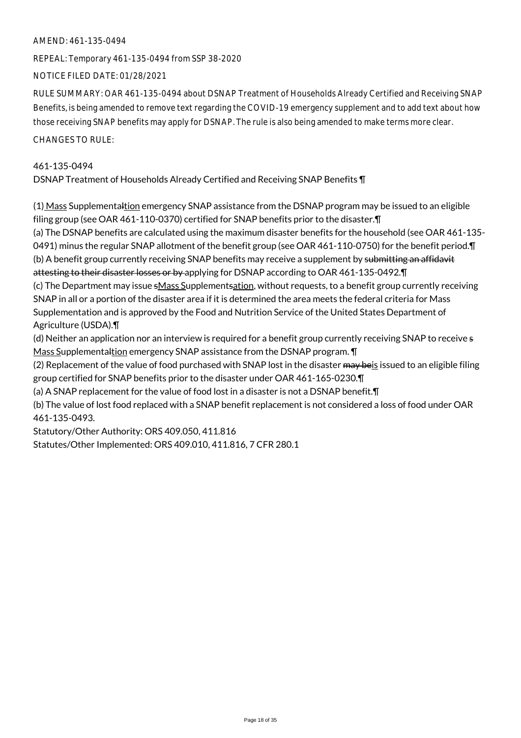AMEND: 461-135-0494

REPEAL: Temporary 461-135-0494 from SSP 38-2020

NOTICE FILED DATE: 01/28/2021

RULE SUMMARY: OAR 461-135-0494 about DSNAP Treatment of Households Already Certified and Receiving SNAP Benefits, is being amended to remove text regarding the COVID-19 emergency supplement and to add text about how those receiving SNAP benefits may apply for DSNAP. The rule is also being amended to make terms more clear.

CHANGES TO RULE:

461-135-0494
DSNAP Treatment of Households Already Certified and Receiving SNAP Benefits ¶

(1) Mass Supplementaltion emergency SNAP assistance from the DSNAP program may be issued to an eligible filing group (see OAR 461-110-0370) certified for SNAP benefits prior to the disaster.¶
(a) The DSNAP benefits are calculated using the maximum disaster benefits for the household (see OAR 461-135-0491) minus the regular SNAP allotment of the benefit group (see OAR 461-110-0750) for the benefit period.¶
(b) A benefit group currently receiving SNAP benefits may receive a supplement by ~~submitting an affidavit attesting to their disaster losses or by~~ applying for DSNAP according to OAR 461-135-0492.¶
(c) The Department may issue sMass Supplementsation, without requests, to a benefit group currently receiving SNAP in all or a portion of the disaster area if it is determined the area meets the federal criteria for Mass Supplementation and is approved by the Food and Nutrition Service of the United States Department of Agriculture (USDA).¶
(d) Neither an application nor an interview is required for a benefit group currently receiving SNAP to receive s Mass Supplementaltion emergency SNAP assistance from the DSNAP program. ¶
(2) Replacement of the value of food purchased with SNAP lost in the disaster ~~may be~~is issued to an eligible filing group certified for SNAP benefits prior to the disaster under OAR 461-165-0230.¶
(a) A SNAP replacement for the value of food lost in a disaster is not a DSNAP benefit.¶
(b) The value of lost food replaced with a SNAP benefit replacement is not considered a loss of food under OAR 461-135-0493.
Statutory/Other Authority: ORS 409.050, 411.816
Statutes/Other Implemented: ORS 409.010, 411.816, 7 CFR 280.1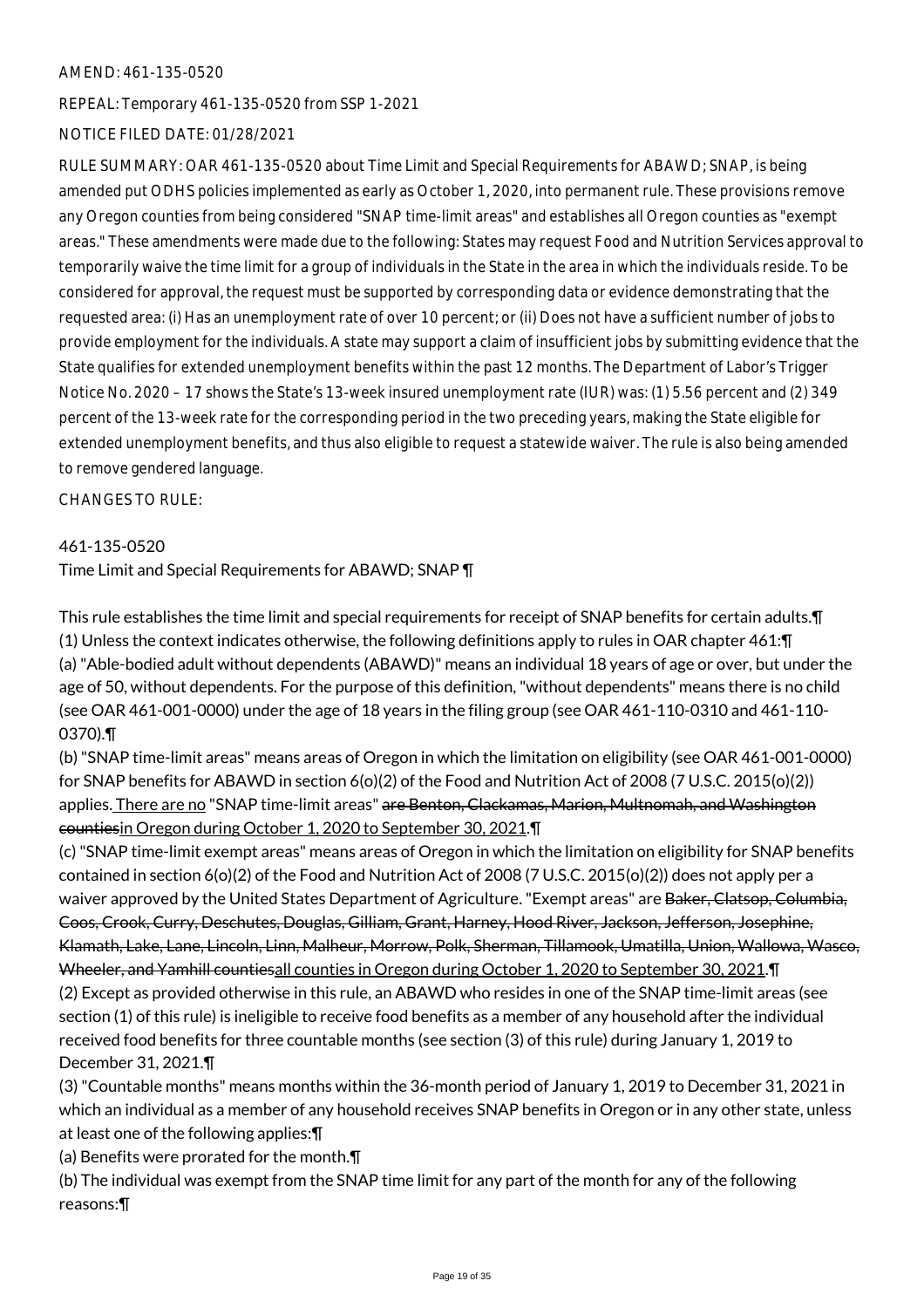AMEND: 461-135-0520

REPEAL: Temporary 461-135-0520 from SSP 1-2021

NOTICE FILED DATE: 01/28/2021

RULE SUMMARY: OAR 461-135-0520 about Time Limit and Special Requirements for ABAWD; SNAP, is being amended put ODHS policies implemented as early as October 1, 2020, into permanent rule. These provisions remove any Oregon counties from being considered "SNAP time-limit areas" and establishes all Oregon counties as "exempt areas." These amendments were made due to the following: States may request Food and Nutrition Services approval to temporarily waive the time limit for a group of individuals in the State in the area in which the individuals reside. To be considered for approval, the request must be supported by corresponding data or evidence demonstrating that the requested area: (i) Has an unemployment rate of over 10 percent; or (ii) Does not have a sufficient number of jobs to provide employment for the individuals. A state may support a claim of insufficient jobs by submitting evidence that the State qualifies for extended unemployment benefits within the past 12 months. The Department of Labor's Trigger Notice No. 2020 – 17 shows the State's 13-week insured unemployment rate (IUR) was: (1) 5.56 percent and (2) 349 percent of the 13-week rate for the corresponding period in the two preceding years, making the State eligible for extended unemployment benefits, and thus also eligible to request a statewide waiver. The rule is also being amended to remove gendered language.

CHANGES TO RULE:

461-135-0520
Time Limit and Special Requirements for ABAWD; SNAP ¶

This rule establishes the time limit and special requirements for receipt of SNAP benefits for certain adults.¶
(1) Unless the context indicates otherwise, the following definitions apply to rules in OAR chapter 461:¶
(a) "Able-bodied adult without dependents (ABAWD)" means an individual 18 years of age or over, but under the age of 50, without dependents. For the purpose of this definition, "without dependents" means there is no child (see OAR 461-001-0000) under the age of 18 years in the filing group (see OAR 461-110-0310 and 461-110-0370).¶
(b) "SNAP time-limit areas" means areas of Oregon in which the limitation on eligibility (see OAR 461-001-0000) for SNAP benefits for ABAWD in section 6(o)(2) of the Food and Nutrition Act of 2008 (7 U.S.C. 2015(o)(2)) applies. There are no "SNAP time-limit areas" ~~are Benton, Clackamas, Marion, Multnomah, and Washington counties~~in Oregon during October 1, 2020 to September 30, 2021.¶
(c) "SNAP time-limit exempt areas" means areas of Oregon in which the limitation on eligibility for SNAP benefits contained in section 6(o)(2) of the Food and Nutrition Act of 2008 (7 U.S.C. 2015(o)(2)) does not apply per a waiver approved by the United States Department of Agriculture. "Exempt areas" are ~~Baker, Clatsop, Columbia, Coos, Crook, Curry, Deschutes, Douglas, Gilliam, Grant, Harney, Hood River, Jackson, Jefferson, Josephine, Klamath, Lake, Lane, Lincoln, Linn, Malheur, Morrow, Polk, Sherman, Tillamook, Umatilla, Union, Wallowa, Wasco, Wheeler, and Yamhill counties~~all counties in Oregon during October 1, 2020 to September 30, 2021.¶
(2) Except as provided otherwise in this rule, an ABAWD who resides in one of the SNAP time-limit areas (see section (1) of this rule) is ineligible to receive food benefits as a member of any household after the individual received food benefits for three countable months (see section (3) of this rule) during January 1, 2019 to December 31, 2021.¶
(3) "Countable months" means months within the 36-month period of January 1, 2019 to December 31, 2021 in which an individual as a member of any household receives SNAP benefits in Oregon or in any other state, unless at least one of the following applies:¶
(a) Benefits were prorated for the month.¶
(b) The individual was exempt from the SNAP time limit for any part of the month for any of the following reasons:¶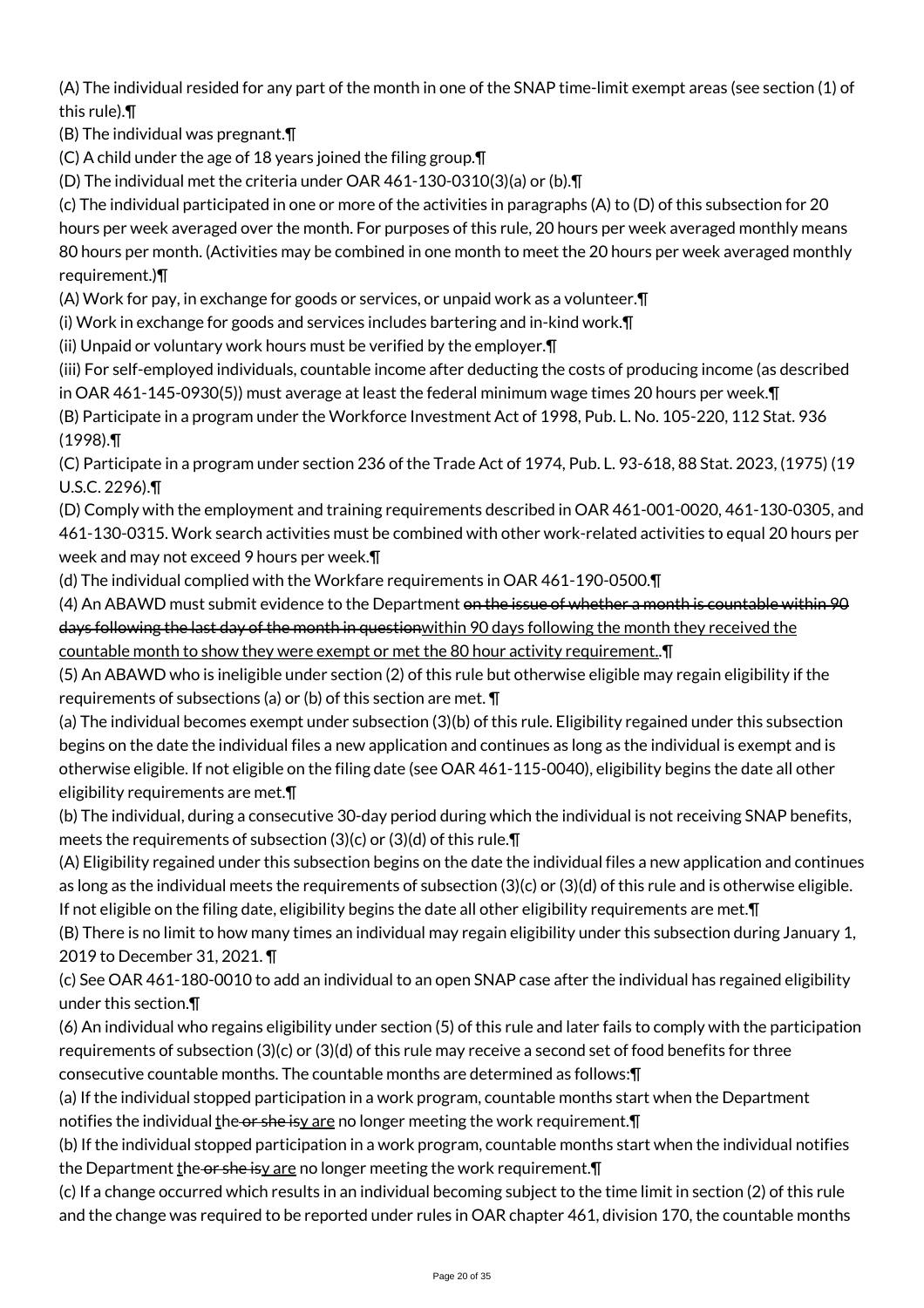(A) The individual resided for any part of the month in one of the SNAP time-limit exempt areas (see section (1) of this rule).¶

(B) The individual was pregnant.¶

(C) A child under the age of 18 years joined the filing group.¶

(D) The individual met the criteria under OAR 461-130-0310(3)(a) or (b).¶

(c) The individual participated in one or more of the activities in paragraphs (A) to (D) of this subsection for 20 hours per week averaged over the month. For purposes of this rule, 20 hours per week averaged monthly means 80 hours per month. (Activities may be combined in one month to meet the 20 hours per week averaged monthly requirement.)¶

(A) Work for pay, in exchange for goods or services, or unpaid work as a volunteer.¶

(i) Work in exchange for goods and services includes bartering and in-kind work.¶

(ii) Unpaid or voluntary work hours must be verified by the employer.¶

(iii) For self-employed individuals, countable income after deducting the costs of producing income (as described in OAR 461-145-0930(5)) must average at least the federal minimum wage times 20 hours per week.¶

(B) Participate in a program under the Workforce Investment Act of 1998, Pub. L. No. 105-220, 112 Stat. 936 (1998).¶

(C) Participate in a program under section 236 of the Trade Act of 1974, Pub. L. 93-618, 88 Stat. 2023, (1975) (19 U.S.C. 2296).¶

(D) Comply with the employment and training requirements described in OAR 461-001-0020, 461-130-0305, and 461-130-0315. Work search activities must be combined with other work-related activities to equal 20 hours per week and may not exceed 9 hours per week.¶

(d) The individual complied with the Workfare requirements in OAR 461-190-0500.¶

(4) An ABAWD must submit evidence to the Department ~~on the issue of whether a month is countable within 90 days following the last day of the month in question~~within 90 days following the month they received the countable month to show they were exempt or met the 80 hour activity requirement..¶

(5) An ABAWD who is ineligible under section (2) of this rule but otherwise eligible may regain eligibility if the requirements of subsections (a) or (b) of this section are met. ¶

(a) The individual becomes exempt under subsection (3)(b) of this rule. Eligibility regained under this subsection begins on the date the individual files a new application and continues as long as the individual is exempt and is otherwise eligible. If not eligible on the filing date (see OAR 461-115-0040), eligibility begins the date all other eligibility requirements are met.¶

(b) The individual, during a consecutive 30-day period during which the individual is not receiving SNAP benefits, meets the requirements of subsection (3)(c) or (3)(d) of this rule.¶

(A) Eligibility regained under this subsection begins on the date the individual files a new application and continues as long as the individual meets the requirements of subsection (3)(c) or (3)(d) of this rule and is otherwise eligible. If not eligible on the filing date, eligibility begins the date all other eligibility requirements are met.¶

(B) There is no limit to how many times an individual may regain eligibility under this subsection during January 1, 2019 to December 31, 2021. ¶

(c) See OAR 461-180-0010 to add an individual to an open SNAP case after the individual has regained eligibility under this section.¶

(6) An individual who regains eligibility under section (5) of this rule and later fails to comply with the participation requirements of subsection (3)(c) or (3)(d) of this rule may receive a second set of food benefits for three consecutive countable months. The countable months are determined as follows:¶

(a) If the individual stopped participation in a work program, countable months start when the Department notifies the individual the~~ or she is~~y are no longer meeting the work requirement.¶

(b) If the individual stopped participation in a work program, countable months start when the individual notifies the Department the~~ or she is~~y are no longer meeting the work requirement.¶

(c) If a change occurred which results in an individual becoming subject to the time limit in section (2) of this rule and the change was required to be reported under rules in OAR chapter 461, division 170, the countable months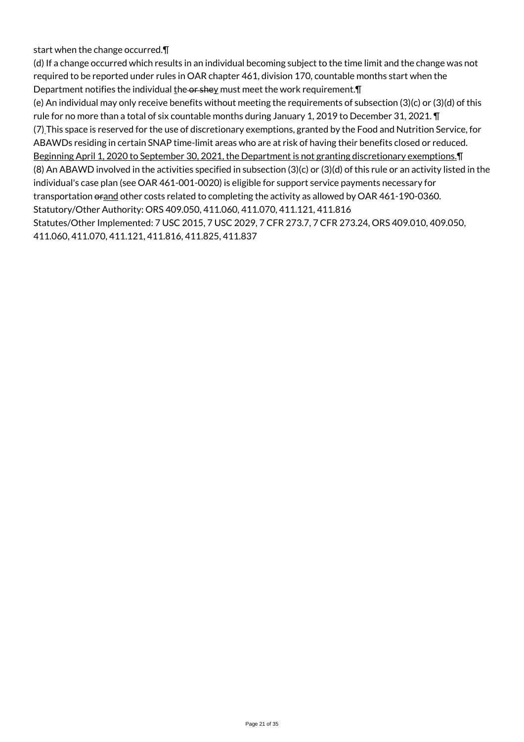start when the change occurred.¶

(d) If a change occurred which results in an individual becoming subject to the time limit and the change was not required to be reported under rules in OAR chapter 461, division 170, countable months start when the Department notifies the individual ~~the or she~~they must meet the work requirement.¶

(e) An individual may only receive benefits without meeting the requirements of subsection (3)(c) or (3)(d) of this rule for no more than a total of six countable months during January 1, 2019 to December 31, 2021. ¶

(7) This space is reserved for the use of discretionary exemptions, granted by the Food and Nutrition Service, for ABAWDs residing in certain SNAP time-limit areas who are at risk of having their benefits closed or reduced. Beginning April 1, 2020 to September 30, 2021, the Department is not granting discretionary exemptions.¶

(8) An ABAWD involved in the activities specified in subsection (3)(c) or (3)(d) of this rule or an activity listed in the individual's case plan (see OAR 461-001-0020) is eligible for support service payments necessary for transportation ~~or~~and other costs related to completing the activity as allowed by OAR 461-190-0360.

Statutory/Other Authority: ORS 409.050, 411.060, 411.070, 411.121, 411.816

Statutes/Other Implemented: 7 USC 2015, 7 USC 2029, 7 CFR 273.7, 7 CFR 273.24, ORS 409.010, 409.050, 411.060, 411.070, 411.121, 411.816, 411.825, 411.837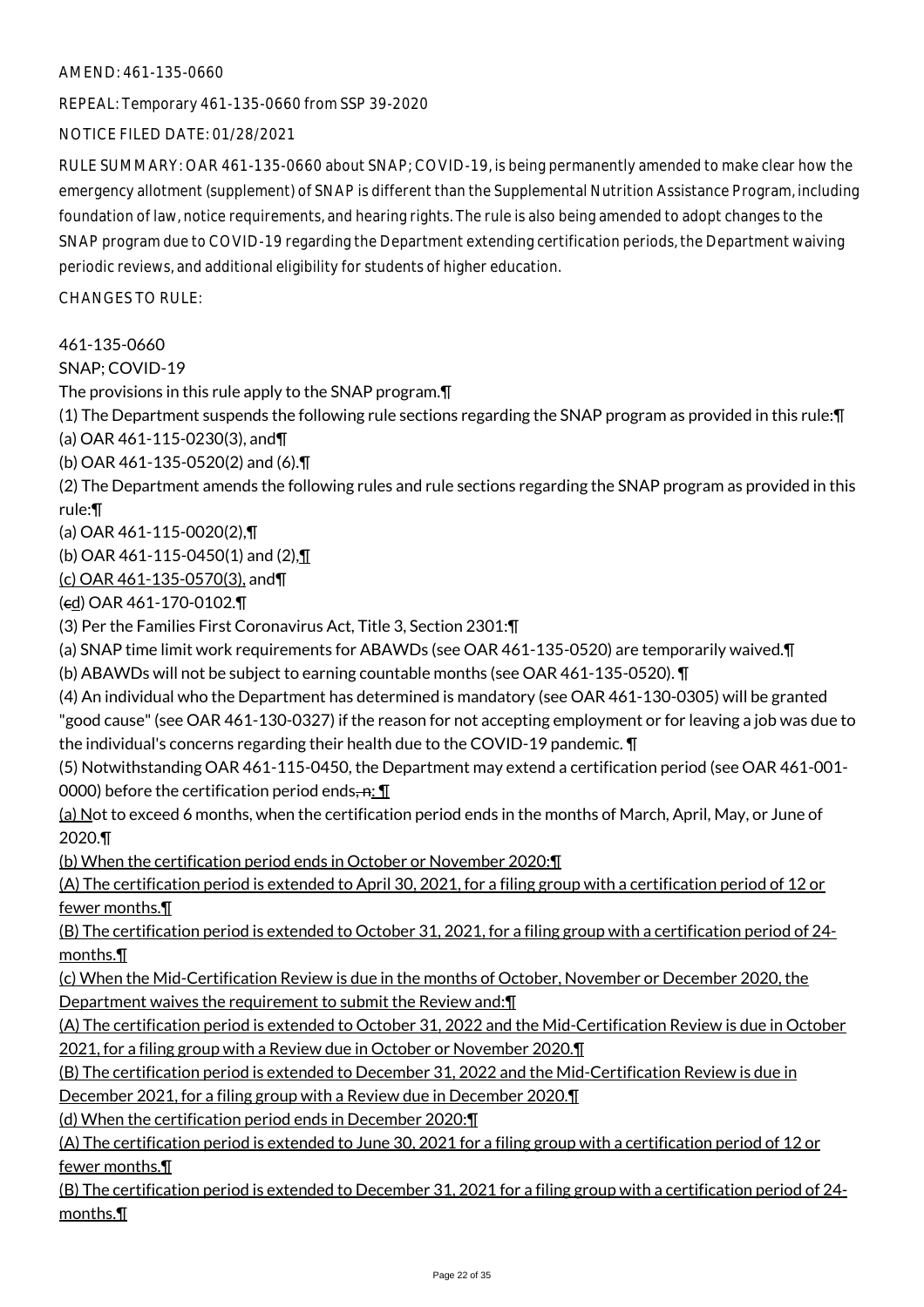AMEND: 461-135-0660

REPEAL: Temporary 461-135-0660 from SSP 39-2020

NOTICE FILED DATE: 01/28/2021

RULE SUMMARY: OAR 461-135-0660 about SNAP; COVID-19, is being permanently amended to make clear how the emergency allotment (supplement) of SNAP is different than the Supplemental Nutrition Assistance Program, including foundation of law, notice requirements, and hearing rights. The rule is also being amended to adopt changes to the SNAP program due to COVID-19 regarding the Department extending certification periods, the Department waiving periodic reviews, and additional eligibility for students of higher education.

CHANGES TO RULE:

461-135-0660
SNAP; COVID-19

The provisions in this rule apply to the SNAP program.¶
(1) The Department suspends the following rule sections regarding the SNAP program as provided in this rule:¶
(a) OAR 461-115-0230(3), and¶
(b) OAR 461-135-0520(2) and (6).¶
(2) The Department amends the following rules and rule sections regarding the SNAP program as provided in this rule:¶
(a) OAR 461-115-0020(2),¶
(b) OAR 461-115-0450(1) and (2),¶
(c) OAR 461-135-0570(3), and¶
(cd) OAR 461-170-0102.¶
(3) Per the Families First Coronavirus Act, Title 3, Section 2301:¶
(a) SNAP time limit work requirements for ABAWDs (see OAR 461-135-0520) are temporarily waived.¶
(b) ABAWDs will not be subject to earning countable months (see OAR 461-135-0520). ¶
(4) An individual who the Department has determined is mandatory (see OAR 461-130-0305) will be granted "good cause" (see OAR 461-130-0327) if the reason for not accepting employment or for leaving a job was due to the individual's concerns regarding their health due to the COVID-19 pandemic. ¶
(5) Notwithstanding OAR 461-115-0450, the Department may extend a certification period (see OAR 461-001-0000) before the certification period ends, n: ¶
(a) Not to exceed 6 months, when the certification period ends in the months of March, April, May, or June of 2020.¶
(b) When the certification period ends in October or November 2020:¶
(A) The certification period is extended to April 30, 2021, for a filing group with a certification period of 12 or fewer months.¶
(B) The certification period is extended to October 31, 2021, for a filing group with a certification period of 24-months.¶
(c) When the Mid-Certification Review is due in the months of October, November or December 2020, the Department waives the requirement to submit the Review and:¶
(A) The certification period is extended to October 31, 2022 and the Mid-Certification Review is due in October 2021, for a filing group with a Review due in October or November 2020.¶
(B) The certification period is extended to December 31, 2022 and the Mid-Certification Review is due in December 2021, for a filing group with a Review due in December 2020.¶
(d) When the certification period ends in December 2020:¶
(A) The certification period is extended to June 30, 2021 for a filing group with a certification period of 12 or fewer months.¶
(B) The certification period is extended to December 31, 2021 for a filing group with a certification period of 24-months.¶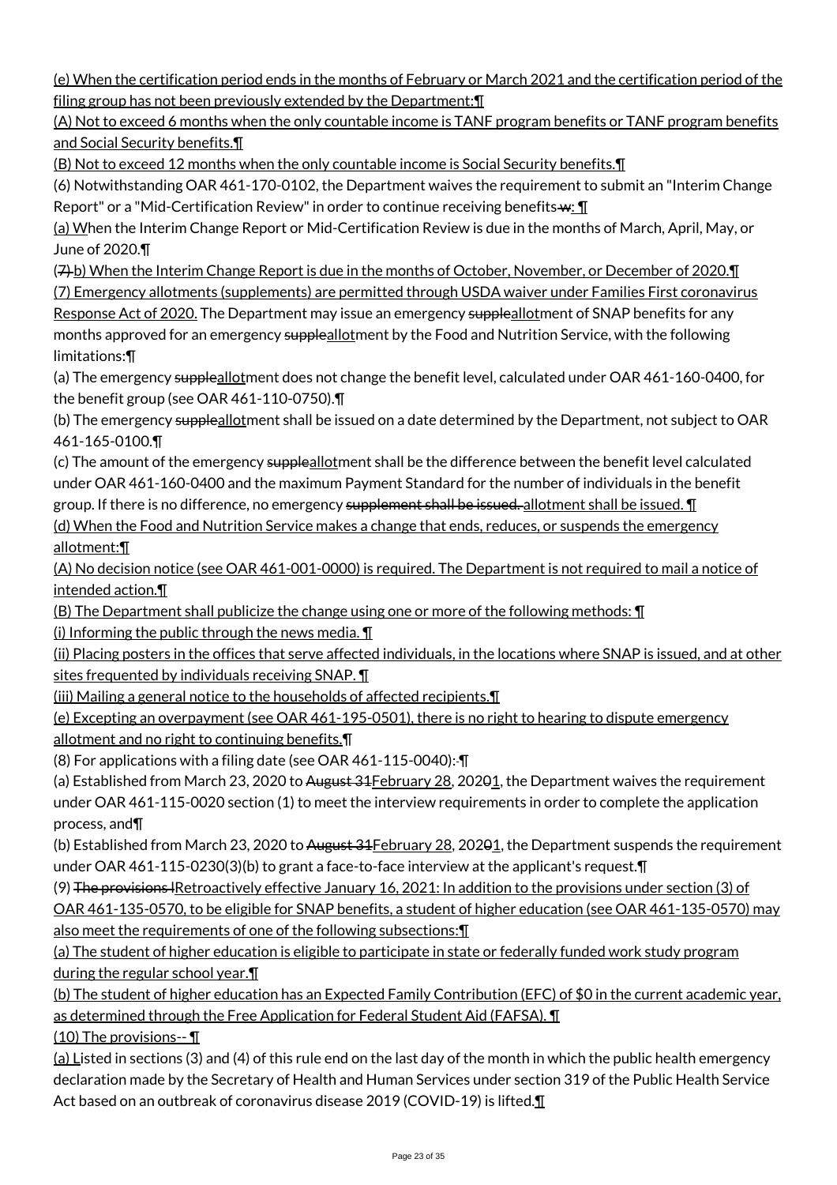(e) When the certification period ends in the months of February or March 2021 and the certification period of the filing group has not been previously extended by the Department:¶

(A) Not to exceed 6 months when the only countable income is TANF program benefits or TANF program benefits and Social Security benefits.¶

(B) Not to exceed 12 months when the only countable income is Social Security benefits.¶

(6) Notwithstanding OAR 461-170-0102, the Department waives the requirement to submit an "Interim Change Report" or a "Mid-Certification Review" in order to continue receiving benefits w: ¶

(a) When the Interim Change Report or Mid-Certification Review is due in the months of March, April, May, or June of 2020.¶

(7) b) When the Interim Change Report is due in the months of October, November, or December of 2020.¶

(7) Emergency allotments (supplements) are permitted through USDA waiver under Families First coronavirus Response Act of 2020. The Department may issue an emergency suppleallotment of SNAP benefits for any months approved for an emergency suppleallotment by the Food and Nutrition Service, with the following limitations:¶

(a) The emergency suppleallotment does not change the benefit level, calculated under OAR 461-160-0400, for the benefit group (see OAR 461-110-0750).¶

(b) The emergency suppleallotment shall be issued on a date determined by the Department, not subject to OAR 461-165-0100.¶

(c) The amount of the emergency suppleallotment shall be the difference between the benefit level calculated under OAR 461-160-0400 and the maximum Payment Standard for the number of individuals in the benefit group. If there is no difference, no emergency supplement shall be issued. allotment shall be issued. ¶

(d) When the Food and Nutrition Service makes a change that ends, reduces, or suspends the emergency allotment:¶

(A) No decision notice (see OAR 461-001-0000) is required. The Department is not required to mail a notice of intended action.¶

(B) The Department shall publicize the change using one or more of the following methods: ¶

(i) Informing the public through the news media. ¶

(ii) Placing posters in the offices that serve affected individuals, in the locations where SNAP is issued, and at other sites frequented by individuals receiving SNAP. ¶

(iii) Mailing a general notice to the households of affected recipients.¶

(e) Excepting an overpayment (see OAR 461-195-0501), there is no right to hearing to dispute emergency allotment and no right to continuing benefits.¶

(8) For applications with a filing date (see OAR 461-115-0040): ¶

(a) Established from March 23, 2020 to August 31February 28, 20201, the Department waives the requirement under OAR 461-115-0020 section (1) to meet the interview requirements in order to complete the application process, and¶

(b) Established from March 23, 2020 to August 31February 28, 20201, the Department suspends the requirement under OAR 461-115-0230(3)(b) to grant a face-to-face interview at the applicant's request.¶

(9) The provisions lRetroactively effective January 16, 2021: In addition to the provisions under section (3) of OAR 461-135-0570, to be eligible for SNAP benefits, a student of higher education (see OAR 461-135-0570) may also meet the requirements of one of the following subsections:¶

(a) The student of higher education is eligible to participate in state or federally funded work study program during the regular school year.¶

(b) The student of higher education has an Expected Family Contribution (EFC) of $0 in the current academic year, as determined through the Free Application for Federal Student Aid (FAFSA). ¶

(10) The provisions-- ¶

(a) Listed in sections (3) and (4) of this rule end on the last day of the month in which the public health emergency declaration made by the Secretary of Health and Human Services under section 319 of the Public Health Service Act based on an outbreak of coronavirus disease 2019 (COVID-19) is lifted.¶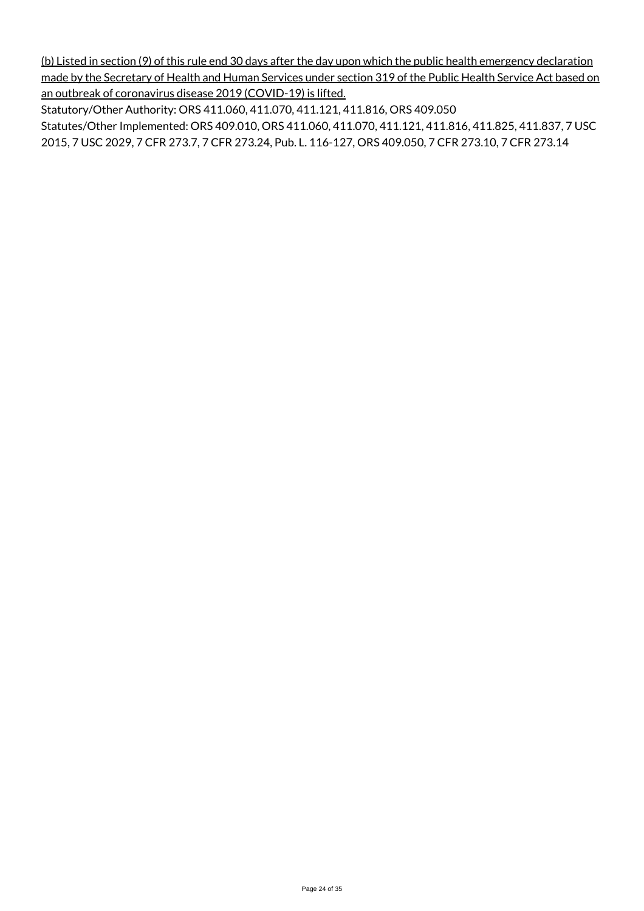<u>(b) Listed in section (9) of this rule end 30 days after the day upon which the public health emergency declaration made by the Secretary of Health and Human Services under section 319 of the Public Health Service Act based on an outbreak of coronavirus disease 2019 (COVID-19) is lifted.</u>

Statutory/Other Authority: ORS 411.060, 411.070, 411.121, 411.816, ORS 409.050

Statutes/Other Implemented: ORS 409.010, ORS 411.060, 411.070, 411.121, 411.816, 411.825, 411.837, 7 USC 2015, 7 USC 2029, 7 CFR 273.7, 7 CFR 273.24, Pub. L. 116-127, ORS 409.050, 7 CFR 273.10, 7 CFR 273.14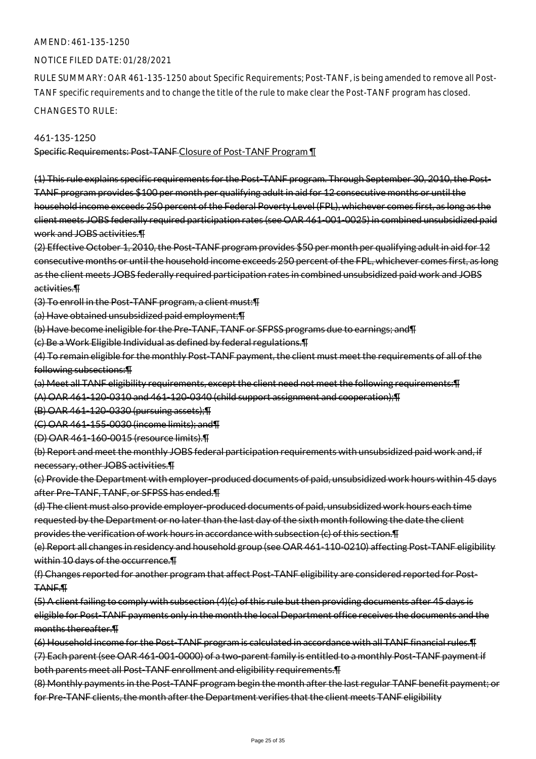AMEND: 461-135-1250

NOTICE FILED DATE: 01/28/2021

RULE SUMMARY: OAR 461-135-1250 about Specific Requirements; Post-TANF, is being amended to remove all Post-TANF specific requirements and to change the title of the rule to make clear the Post-TANF program has closed.

CHANGES TO RULE:

461-135-1250

~~Specific Requirements: Post-TANF~~ Closure of Post-TANF Program ¶

~~(1) This rule explains specific requirements for the Post-TANF program. Through September 30, 2010, the Post-TANF program provides $100 per month per qualifying adult in aid for 12 consecutive months or until the household income exceeds 250 percent of the Federal Poverty Level (FPL), whichever comes first, as long as the client meets JOBS federally required participation rates (see OAR 461-001-0025) in combined unsubsidized paid work and JOBS activities.¶~~

~~(2) Effective October 1, 2010, the Post-TANF program provides $50 per month per qualifying adult in aid for 12 consecutive months or until the household income exceeds 250 percent of the FPL, whichever comes first, as long as the client meets JOBS federally required participation rates in combined unsubsidized paid work and JOBS activities.¶~~

~~(3) To enroll in the Post-TANF program, a client must:¶~~

~~(a) Have obtained unsubsidized paid employment;¶~~

~~(b) Have become ineligible for the Pre-TANF, TANF or SFPSS programs due to earnings; and¶~~

~~(c) Be a Work Eligible Individual as defined by federal regulations.¶~~

~~(4) To remain eligible for the monthly Post-TANF payment, the client must meet the requirements of all of the following subsections:¶~~

~~(a) Meet all TANF eligibility requirements, except the client need not meet the following requirements:¶~~

~~(A) OAR 461-120-0310 and 461-120-0340 (child support assignment and cooperation);¶~~

~~(B) OAR 461-120-0330 (pursuing assets);¶~~

~~(C) OAR 461-155-0030 (income limits); and¶~~

~~(D) OAR 461-160-0015 (resource limits).¶~~

~~(b) Report and meet the monthly JOBS federal participation requirements with unsubsidized paid work and, if necessary, other JOBS activities.¶~~

~~(c) Provide the Department with employer-produced documents of paid, unsubsidized work hours within 45 days after Pre-TANF, TANF, or SFPSS has ended.¶~~

~~(d) The client must also provide employer-produced documents of paid, unsubsidized work hours each time requested by the Department or no later than the last day of the sixth month following the date the client provides the verification of work hours in accordance with subsection (c) of this section.¶~~

~~(e) Report all changes in residency and household group (see OAR 461-110-0210) affecting Post-TANF eligibility within 10 days of the occurrence.¶~~

~~(f) Changes reported for another program that affect Post-TANF eligibility are considered reported for Post-TANF.¶~~

~~(5) A client failing to comply with subsection (4)(c) of this rule but then providing documents after 45 days is eligible for Post-TANF payments only in the month the local Department office receives the documents and the months thereafter.¶~~

~~(6) Household income for the Post-TANF program is calculated in accordance with all TANF financial rules.¶~~

~~(7) Each parent (see OAR 461-001-0000) of a two-parent family is entitled to a monthly Post-TANF payment if both parents meet all Post-TANF enrollment and eligibility requirements.¶~~

~~(8) Monthly payments in the Post-TANF program begin the month after the last regular TANF benefit payment; or for Pre-TANF clients, the month after the Department verifies that the client meets TANF eligibility~~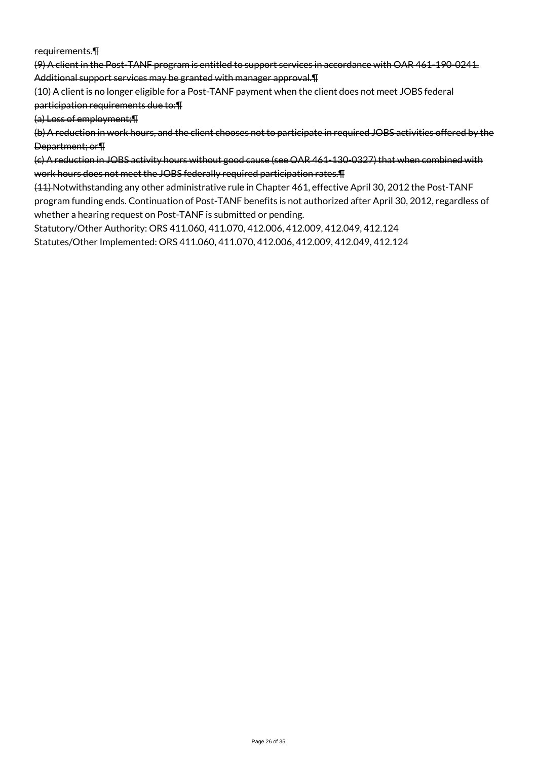~~requirements.~~¶

~~(9) A client in the Post-TANF program is entitled to support services in accordance with OAR 461-190-0241. Additional support services may be granted with manager approval.~~¶

~~(10) A client is no longer eligible for a Post-TANF payment when the client does not meet JOBS federal participation requirements due to:~~¶

~~(a) Loss of employment;~~¶

~~(b) A reduction in work hours, and the client chooses not to participate in required JOBS activities offered by the Department; or~~¶

~~(c) A reduction in JOBS activity hours without good cause (see OAR 461-130-0327) that when combined with work hours does not meet the JOBS federally required participation rates.~~¶

~~(11)~~ Notwithstanding any other administrative rule in Chapter 461, effective April 30, 2012 the Post-TANF program funding ends. Continuation of Post-TANF benefits is not authorized after April 30, 2012, regardless of whether a hearing request on Post-TANF is submitted or pending.

Statutory/Other Authority: ORS 411.060, 411.070, 412.006, 412.009, 412.049, 412.124

Statutes/Other Implemented: ORS 411.060, 411.070, 412.006, 412.009, 412.049, 412.124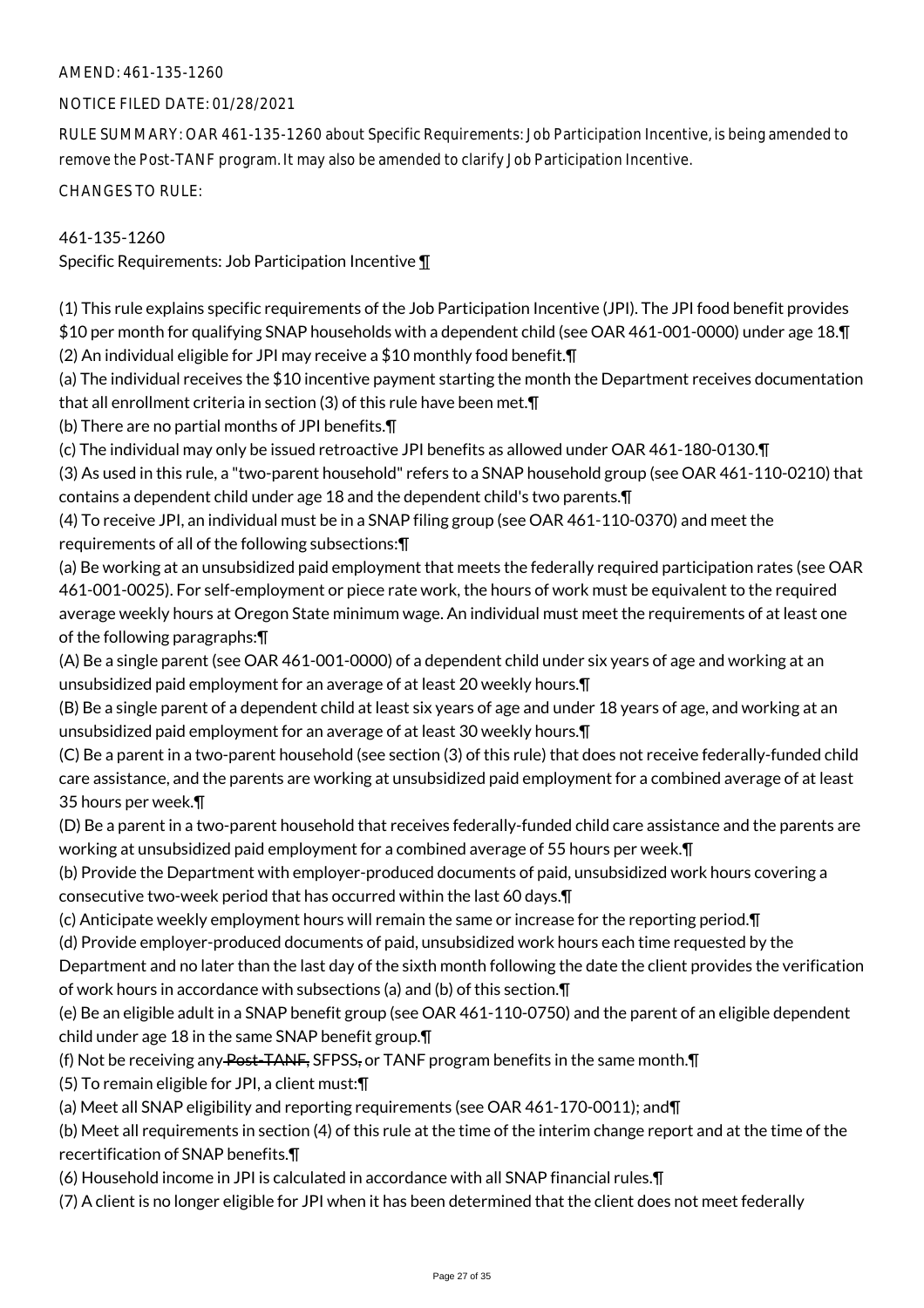AMEND: 461-135-1260

NOTICE FILED DATE: 01/28/2021

RULE SUMMARY: OAR 461-135-1260 about Specific Requirements: Job Participation Incentive, is being amended to remove the Post-TANF program. It may also be amended to clarify Job Participation Incentive.

CHANGES TO RULE:

461-135-1260
Specific Requirements: Job Participation Incentive ¶

(1) This rule explains specific requirements of the Job Participation Incentive (JPI). The JPI food benefit provides $10 per month for qualifying SNAP households with a dependent child (see OAR 461-001-0000) under age 18.¶
(2) An individual eligible for JPI may receive a $10 monthly food benefit.¶
(a) The individual receives the $10 incentive payment starting the month the Department receives documentation that all enrollment criteria in section (3) of this rule have been met.¶
(b) There are no partial months of JPI benefits.¶
(c) The individual may only be issued retroactive JPI benefits as allowed under OAR 461-180-0130.¶
(3) As used in this rule, a "two-parent household" refers to a SNAP household group (see OAR 461-110-0210) that contains a dependent child under age 18 and the dependent child's two parents.¶
(4) To receive JPI, an individual must be in a SNAP filing group (see OAR 461-110-0370) and meet the requirements of all of the following subsections:¶
(a) Be working at an unsubsidized paid employment that meets the federally required participation rates (see OAR 461-001-0025). For self-employment or piece rate work, the hours of work must be equivalent to the required average weekly hours at Oregon State minimum wage. An individual must meet the requirements of at least one of the following paragraphs:¶
(A) Be a single parent (see OAR 461-001-0000) of a dependent child under six years of age and working at an unsubsidized paid employment for an average of at least 20 weekly hours.¶
(B) Be a single parent of a dependent child at least six years of age and under 18 years of age, and working at an unsubsidized paid employment for an average of at least 30 weekly hours.¶
(C) Be a parent in a two-parent household (see section (3) of this rule) that does not receive federally-funded child care assistance, and the parents are working at unsubsidized paid employment for a combined average of at least 35 hours per week.¶
(D) Be a parent in a two-parent household that receives federally-funded child care assistance and the parents are working at unsubsidized paid employment for a combined average of 55 hours per week.¶
(b) Provide the Department with employer-produced documents of paid, unsubsidized work hours covering a consecutive two-week period that has occurred within the last 60 days.¶
(c) Anticipate weekly employment hours will remain the same or increase for the reporting period.¶
(d) Provide employer-produced documents of paid, unsubsidized work hours each time requested by the Department and no later than the last day of the sixth month following the date the client provides the verification of work hours in accordance with subsections (a) and (b) of this section.¶
(e) Be an eligible adult in a SNAP benefit group (see OAR 461-110-0750) and the parent of an eligible dependent child under age 18 in the same SNAP benefit group.¶
(f) Not be receiving any ~~Post-TANF,~~ SFPSS~~,~~ or TANF program benefits in the same month.¶
(5) To remain eligible for JPI, a client must:¶
(a) Meet all SNAP eligibility and reporting requirements (see OAR 461-170-0011); and¶
(b) Meet all requirements in section (4) of this rule at the time of the interim change report and at the time of the recertification of SNAP benefits.¶
(6) Household income in JPI is calculated in accordance with all SNAP financial rules.¶
(7) A client is no longer eligible for JPI when it has been determined that the client does not meet federally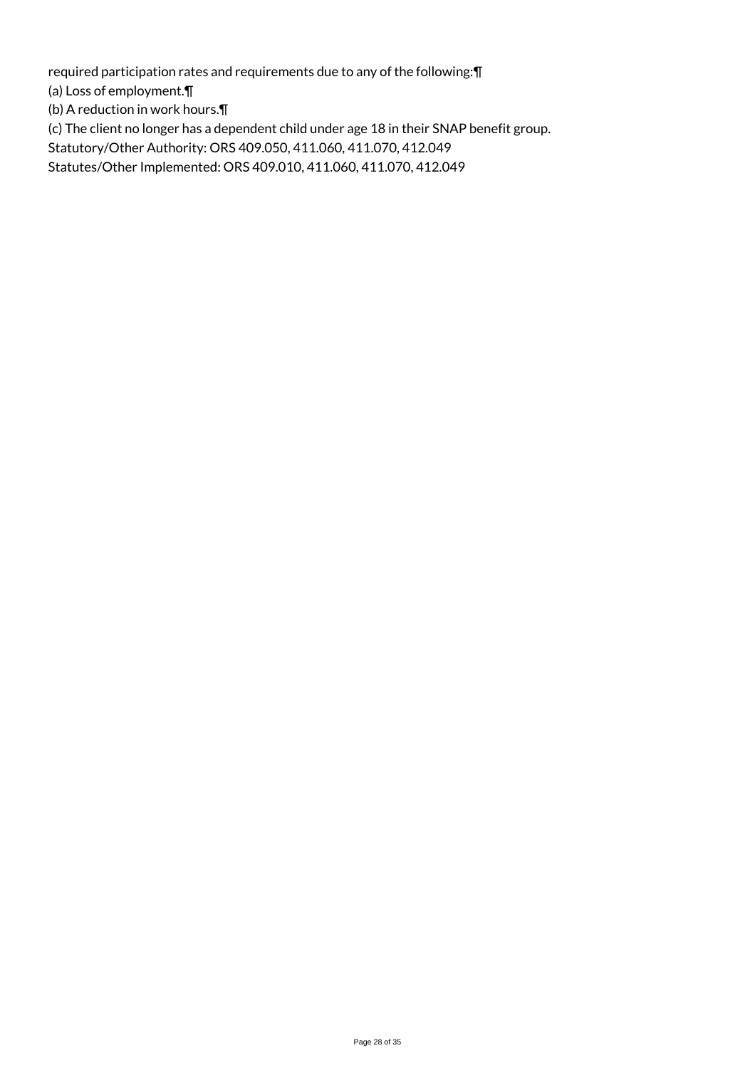required participation rates and requirements due to any of the following:¶
(a) Loss of employment.¶
(b) A reduction in work hours.¶
(c) The client no longer has a dependent child under age 18 in their SNAP benefit group.
Statutory/Other Authority: ORS 409.050, 411.060, 411.070, 412.049
Statutes/Other Implemented: ORS 409.010, 411.060, 411.070, 412.049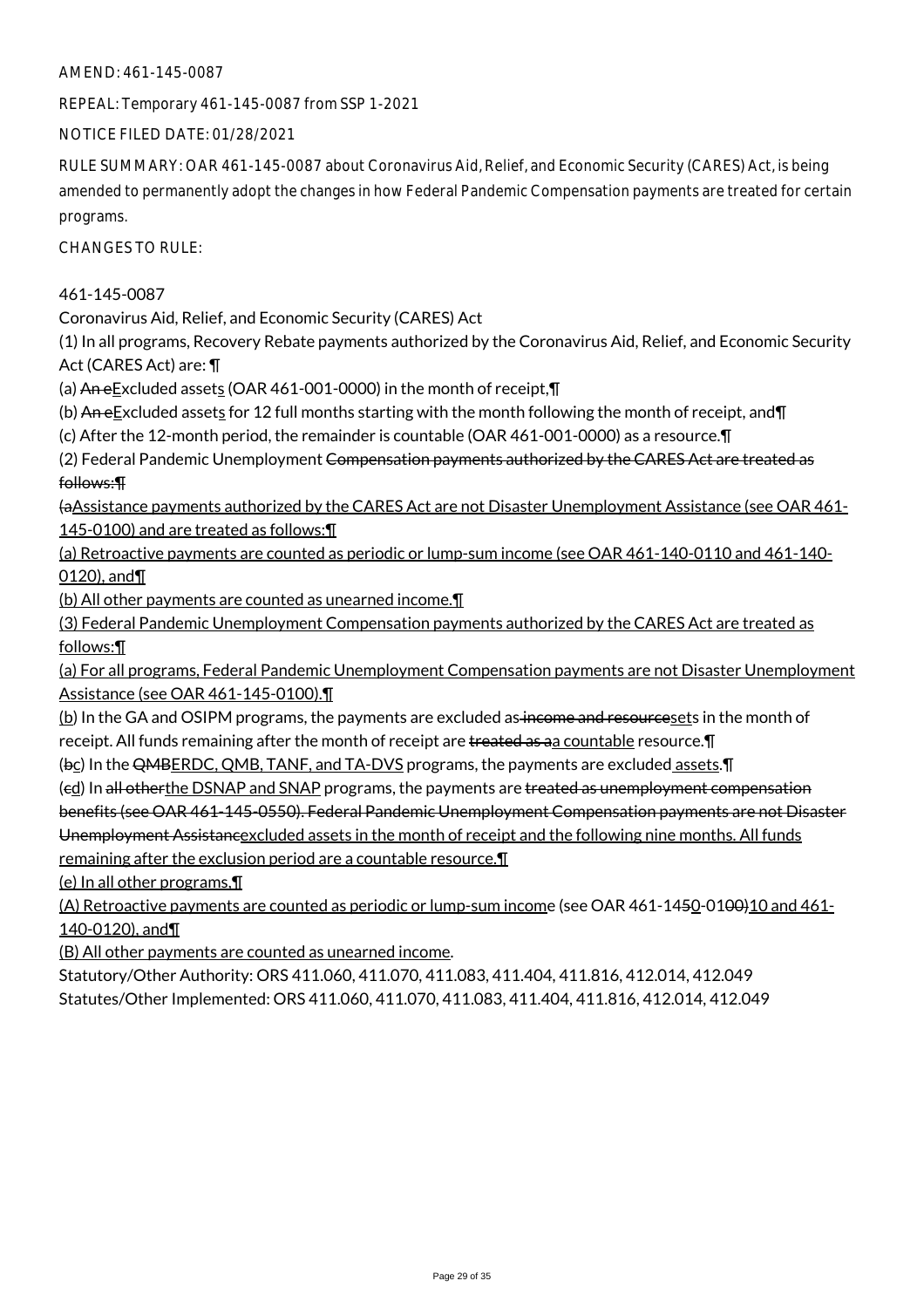AMEND: 461-145-0087

REPEAL: Temporary 461-145-0087 from SSP 1-2021

NOTICE FILED DATE: 01/28/2021

RULE SUMMARY: OAR 461-145-0087 about Coronavirus Aid, Relief, and Economic Security (CARES) Act, is being amended to permanently adopt the changes in how Federal Pandemic Compensation payments are treated for certain programs.

CHANGES TO RULE:

461-145-0087

Coronavirus Aid, Relief, and Economic Security (CARES) Act

(1) In all programs, Recovery Rebate payments authorized by the Coronavirus Aid, Relief, and Economic Security Act (CARES Act) are: ¶

(a) ~~An e~~Excluded asset<u>s</u> (OAR 461-001-0000) in the month of receipt,¶

(b) ~~An e~~Excluded asset<u>s</u> for 12 full months starting with the month following the month of receipt, and¶

(c) After the 12-month period, the remainder is countable (OAR 461-001-0000) as a resource.¶

(2) Federal Pandemic Unemployment ~~Compensation payments authorized by the CARES Act are treated as follows:¶~~

~~(a~~<u>Assistance payments authorized by the CARES Act are not Disaster Unemployment Assistance (see OAR 461-145-0100) and are treated as follows:¶</u>

<u>(a) Retroactive payments are counted as periodic or lump-sum income (see OAR 461-140-0110 and 461-140-0120), and¶</u>

<u>(b) All other payments are counted as unearned income.¶</u>

<u>(3) Federal Pandemic Unemployment Compensation payments authorized by the CARES Act are treated as follows:¶</u>

<u>(a) For all programs, Federal Pandemic Unemployment Compensation payments are not Disaster Unemployment Assistance (see OAR 461-145-0100).¶</u>

<u>(b</u>) In the GA and OSIPM programs, the payments are excluded as~~ income and resource~~<u>set</u>s in the month of receipt. All funds remaining after the month of receipt are ~~treated as a~~<u>a countable</u> resource.¶

(~~b~~<u>c</u>) In the ~~QMB~~<u>ERDC, QMB, TANF, and TA-DVS</u> programs, the payments are excluded<u> assets</u>.¶

(~~c~~<u>d</u>) In ~~all other~~<u>the DSNAP and SNAP</u> programs, the payments are ~~treated as unemployment compensation benefits (see OAR 461-145-0550). Federal Pandemic Unemployment Compensation payments are not Disaster Unemployment Assistanc~~<u>excluded assets in the month of receipt and the following nine months. All funds remaining after the exclusion period are a countable resource.¶</u>

<u>(e) In all other programs.¶</u>

<u>(A) Retroactive payments are counted as periodic or lump-sum incom</u>e (see OAR 461-14~~5~~<u>0</u>-01~~00)~~<u>10 and 461-140-0120), and¶</u>

<u>(B) All other payments are counted as unearned income</u>.

Statutory/Other Authority: ORS 411.060, 411.070, 411.083, 411.404, 411.816, 412.014, 412.049

Statutes/Other Implemented: ORS 411.060, 411.070, 411.083, 411.404, 411.816, 412.014, 412.049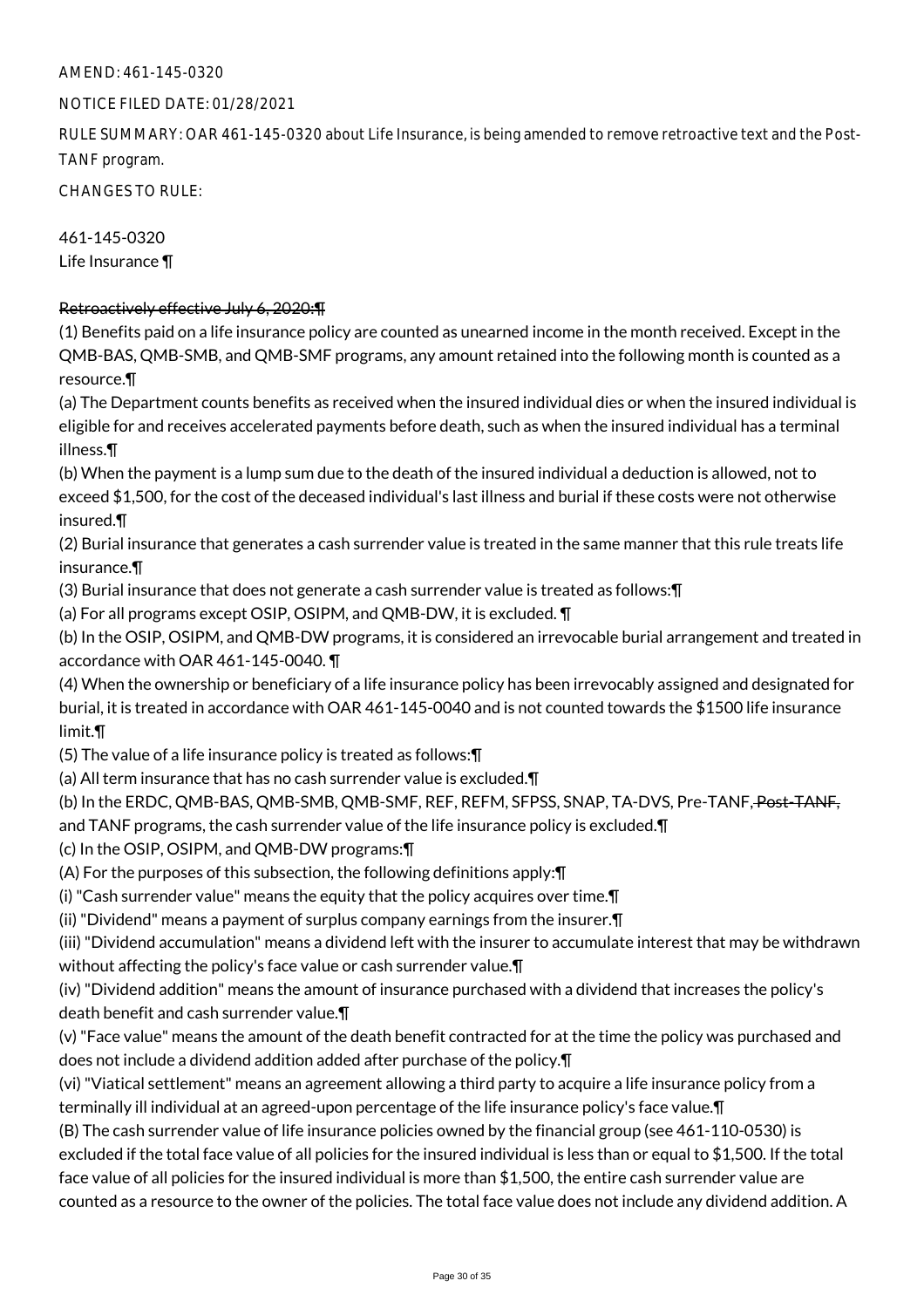AMEND: 461-145-0320

NOTICE FILED DATE: 01/28/2021

RULE SUMMARY: OAR 461-145-0320 about Life Insurance, is being amended to remove retroactive text and the Post-TANF program.

CHANGES TO RULE:

461-145-0320
Life Insurance ¶

~~Retroactively effective July 6, 2020:¶~~

(1) Benefits paid on a life insurance policy are counted as unearned income in the month received. Except in the QMB-BAS, QMB-SMB, and QMB-SMF programs, any amount retained into the following month is counted as a resource.¶

(a) The Department counts benefits as received when the insured individual dies or when the insured individual is eligible for and receives accelerated payments before death, such as when the insured individual has a terminal illness.¶

(b) When the payment is a lump sum due to the death of the insured individual a deduction is allowed, not to exceed $1,500, for the cost of the deceased individual's last illness and burial if these costs were not otherwise insured.¶

(2) Burial insurance that generates a cash surrender value is treated in the same manner that this rule treats life insurance.¶

(3) Burial insurance that does not generate a cash surrender value is treated as follows:¶

(a) For all programs except OSIP, OSIPM, and QMB-DW, it is excluded. ¶

(b) In the OSIP, OSIPM, and QMB-DW programs, it is considered an irrevocable burial arrangement and treated in accordance with OAR 461-145-0040. ¶

(4) When the ownership or beneficiary of a life insurance policy has been irrevocably assigned and designated for burial, it is treated in accordance with OAR 461-145-0040 and is not counted towards the $1500 life insurance limit.¶

(5) The value of a life insurance policy is treated as follows:¶

(a) All term insurance that has no cash surrender value is excluded.¶

(b) In the ERDC, QMB-BAS, QMB-SMB, QMB-SMF, REF, REFM, SFPSS, SNAP, TA-DVS, Pre-TANF~~, Post-TANF,~~ and TANF programs, the cash surrender value of the life insurance policy is excluded.¶

(c) In the OSIP, OSIPM, and QMB-DW programs:¶

(A) For the purposes of this subsection, the following definitions apply:¶

(i) "Cash surrender value" means the equity that the policy acquires over time.¶

(ii) "Dividend" means a payment of surplus company earnings from the insurer.¶

(iii) "Dividend accumulation" means a dividend left with the insurer to accumulate interest that may be withdrawn without affecting the policy's face value or cash surrender value.¶

(iv) "Dividend addition" means the amount of insurance purchased with a dividend that increases the policy's death benefit and cash surrender value.¶

(v) "Face value" means the amount of the death benefit contracted for at the time the policy was purchased and does not include a dividend addition added after purchase of the policy.¶

(vi) "Viatical settlement" means an agreement allowing a third party to acquire a life insurance policy from a terminally ill individual at an agreed-upon percentage of the life insurance policy's face value.¶

(B) The cash surrender value of life insurance policies owned by the financial group (see 461-110-0530) is excluded if the total face value of all policies for the insured individual is less than or equal to $1,500. If the total face value of all policies for the insured individual is more than $1,500, the entire cash surrender value are counted as a resource to the owner of the policies. The total face value does not include any dividend addition. A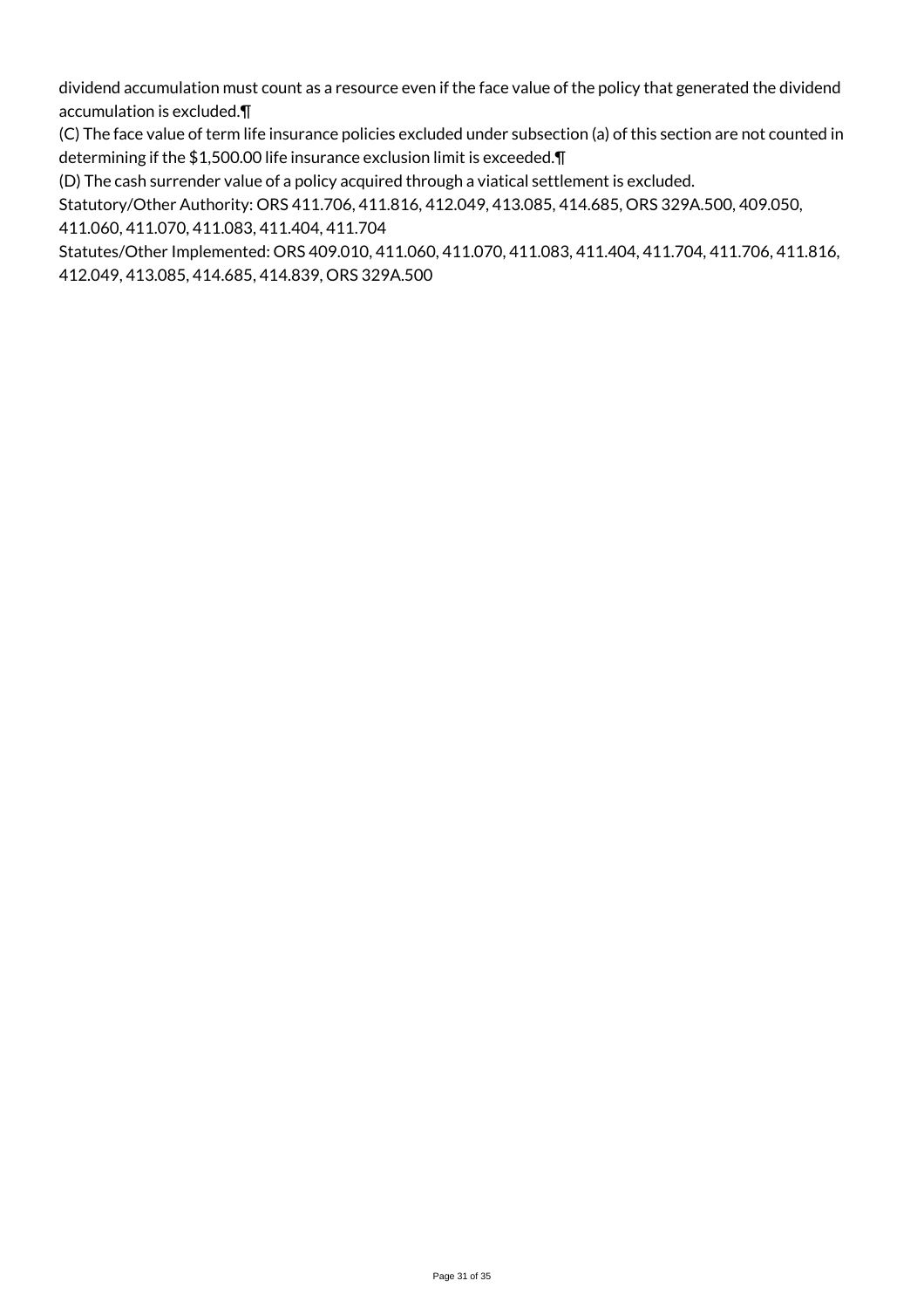dividend accumulation must count as a resource even if the face value of the policy that generated the dividend accumulation is excluded.¶

(C) The face value of term life insurance policies excluded under subsection (a) of this section are not counted in determining if the $1,500.00 life insurance exclusion limit is exceeded.¶

(D) The cash surrender value of a policy acquired through a viatical settlement is excluded.

Statutory/Other Authority: ORS 411.706, 411.816, 412.049, 413.085, 414.685, ORS 329A.500, 409.050, 411.060, 411.070, 411.083, 411.404, 411.704

Statutes/Other Implemented: ORS 409.010, 411.060, 411.070, 411.083, 411.404, 411.704, 411.706, 411.816, 412.049, 413.085, 414.685, 414.839, ORS 329A.500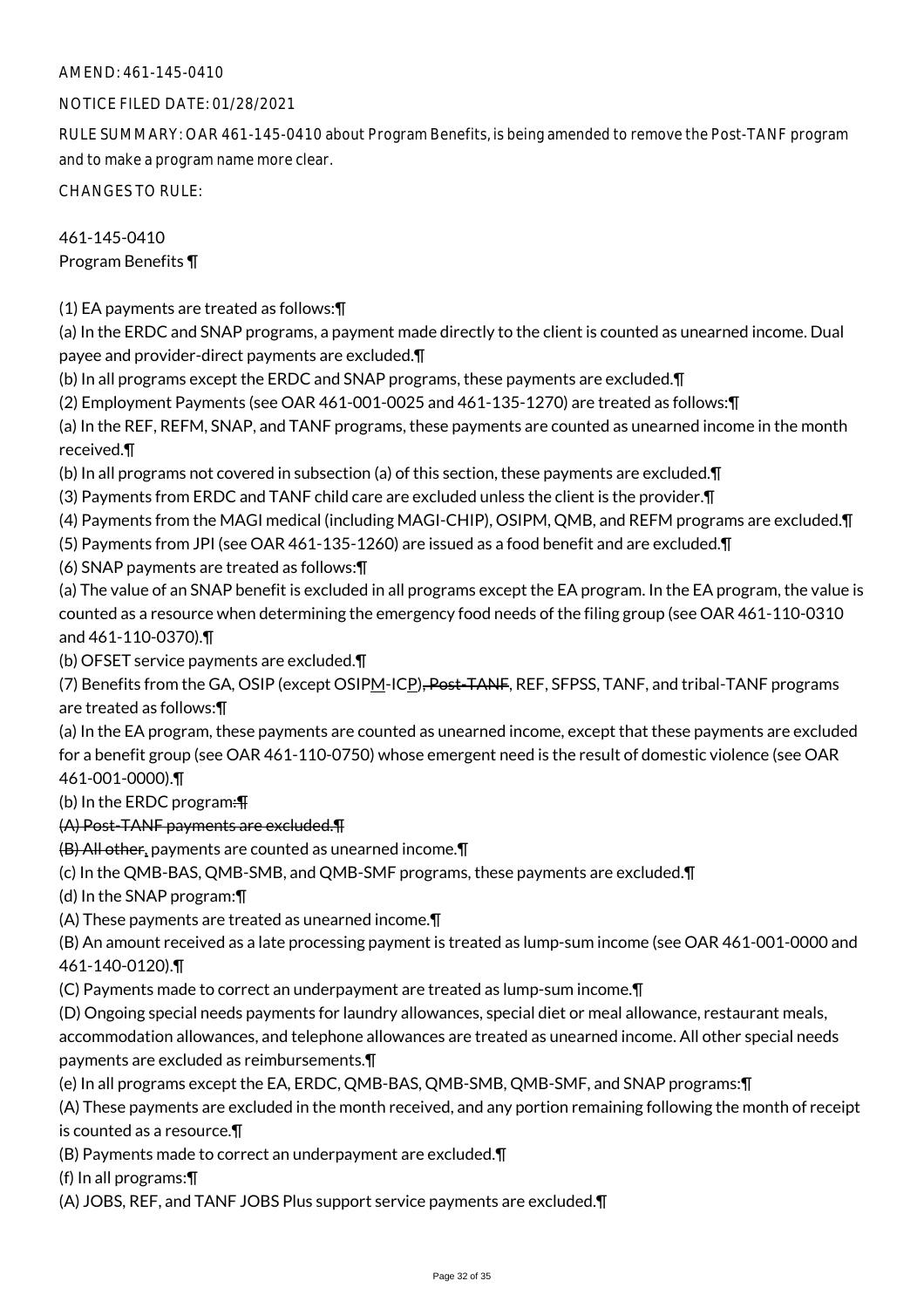AMEND: 461-145-0410

NOTICE FILED DATE: 01/28/2021

RULE SUMMARY: OAR 461-145-0410 about Program Benefits, is being amended to remove the Post-TANF program and to make a program name more clear.

CHANGES TO RULE:

461-145-0410
Program Benefits ¶

(1) EA payments are treated as follows:¶
(a) In the ERDC and SNAP programs, a payment made directly to the client is counted as unearned income. Dual payee and provider-direct payments are excluded.¶
(b) In all programs except the ERDC and SNAP programs, these payments are excluded.¶
(2) Employment Payments (see OAR 461-001-0025 and 461-135-1270) are treated as follows:¶
(a) In the REF, REFM, SNAP, and TANF programs, these payments are counted as unearned income in the month received.¶
(b) In all programs not covered in subsection (a) of this section, these payments are excluded.¶
(3) Payments from ERDC and TANF child care are excluded unless the client is the provider.¶
(4) Payments from the MAGI medical (including MAGI-CHIP), OSIPM, QMB, and REFM programs are excluded.¶
(5) Payments from JPI (see OAR 461-135-1260) are issued as a food benefit and are excluded.¶
(6) SNAP payments are treated as follows:¶
(a) The value of an SNAP benefit is excluded in all programs except the EA program. In the EA program, the value is counted as a resource when determining the emergency food needs of the filing group (see OAR 461-110-0310 and 461-110-0370).¶
(b) OFSET service payments are excluded.¶
(7) Benefits from the GA, OSIP (except OSIPM-ICP), ~~Post-TANF,~~ REF, SFPSS, TANF, and tribal-TANF programs are treated as follows:¶
(a) In the EA program, these payments are counted as unearned income, except that these payments are excluded for a benefit group (see OAR 461-110-0750) whose emergent need is the result of domestic violence (see OAR 461-001-0000).¶
(b) In the ERDC program~~:¶~~
~~(A) Post-TANF payments are excluded.¶~~
~~(B) All other~~, payments are counted as unearned income.¶
(c) In the QMB-BAS, QMB-SMB, and QMB-SMF programs, these payments are excluded.¶
(d) In the SNAP program:¶
(A) These payments are treated as unearned income.¶
(B) An amount received as a late processing payment is treated as lump-sum income (see OAR 461-001-0000 and 461-140-0120).¶
(C) Payments made to correct an underpayment are treated as lump-sum income.¶
(D) Ongoing special needs payments for laundry allowances, special diet or meal allowance, restaurant meals, accommodation allowances, and telephone allowances are treated as unearned income. All other special needs payments are excluded as reimbursements.¶
(e) In all programs except the EA, ERDC, QMB-BAS, QMB-SMB, QMB-SMF, and SNAP programs:¶
(A) These payments are excluded in the month received, and any portion remaining following the month of receipt is counted as a resource.¶
(B) Payments made to correct an underpayment are excluded.¶
(f) In all programs:¶
(A) JOBS, REF, and TANF JOBS Plus support service payments are excluded.¶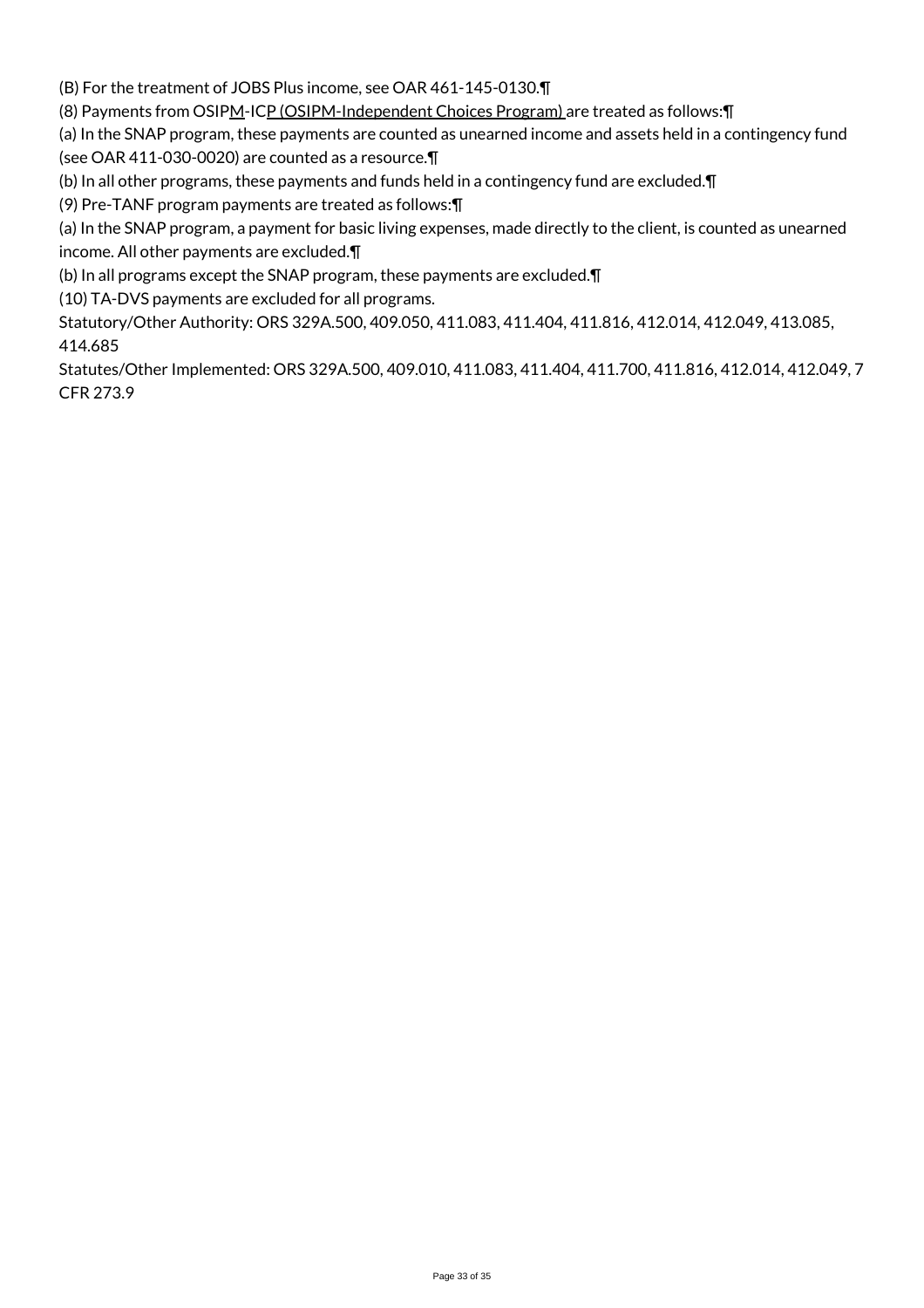(B) For the treatment of JOBS Plus income, see OAR 461-145-0130.¶

(8) Payments from OSIPM-ICP (OSIPM-Independent Choices Program) are treated as follows:¶

(a) In the SNAP program, these payments are counted as unearned income and assets held in a contingency fund (see OAR 411-030-0020) are counted as a resource.¶

(b) In all other programs, these payments and funds held in a contingency fund are excluded.¶

(9) Pre-TANF program payments are treated as follows:¶

(a) In the SNAP program, a payment for basic living expenses, made directly to the client, is counted as unearned income. All other payments are excluded.¶

(b) In all programs except the SNAP program, these payments are excluded.¶

(10) TA-DVS payments are excluded for all programs.

Statutory/Other Authority: ORS 329A.500, 409.050, 411.083, 411.404, 411.816, 412.014, 412.049, 413.085, 414.685

Statutes/Other Implemented: ORS 329A.500, 409.010, 411.083, 411.404, 411.700, 411.816, 412.014, 412.049, 7 CFR 273.9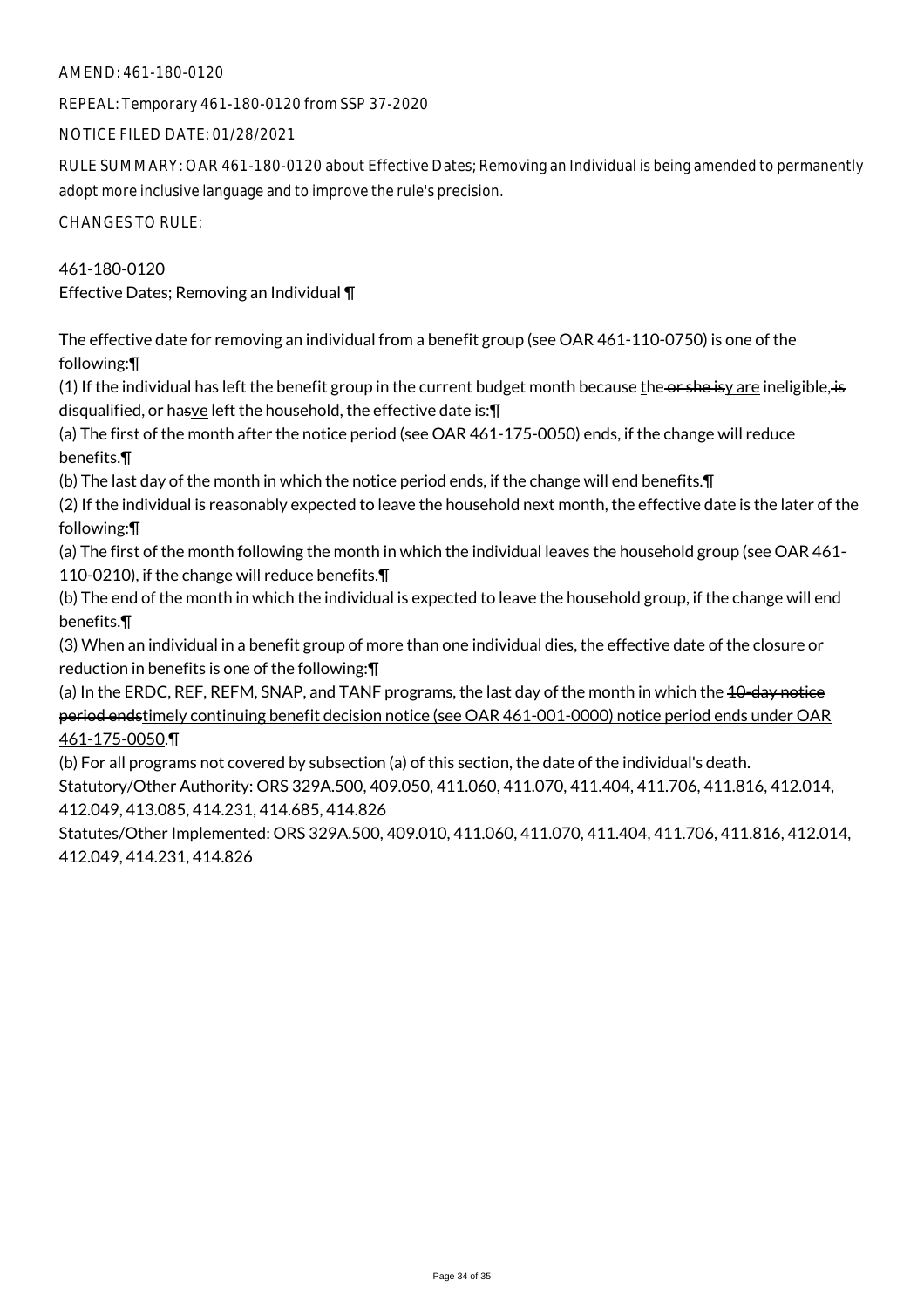AMEND: 461-180-0120

REPEAL: Temporary 461-180-0120 from SSP 37-2020

NOTICE FILED DATE: 01/28/2021

RULE SUMMARY: OAR 461-180-0120 about Effective Dates; Removing an Individual is being amended to permanently adopt more inclusive language and to improve the rule's precision.

CHANGES TO RULE:

461-180-0120
Effective Dates; Removing an Individual ¶

The effective date for removing an individual from a benefit group (see OAR 461-110-0750) is one of the following:¶
(1) If the individual has left the benefit group in the current budget month because ~~the or she is~~they are ineligible, ~~is~~ disqualified, or ha~~s~~ve left the household, the effective date is:¶
(a) The first of the month after the notice period (see OAR 461-175-0050) ends, if the change will reduce benefits.¶
(b) The last day of the month in which the notice period ends, if the change will end benefits.¶
(2) If the individual is reasonably expected to leave the household next month, the effective date is the later of the following:¶
(a) The first of the month following the month in which the individual leaves the household group (see OAR 461-110-0210), if the change will reduce benefits.¶
(b) The end of the month in which the individual is expected to leave the household group, if the change will end benefits.¶
(3) When an individual in a benefit group of more than one individual dies, the effective date of the closure or reduction in benefits is one of the following:¶
(a) In the ERDC, REF, REFM, SNAP, and TANF programs, the last day of the month in which the ~~10-day notice period ends~~timely continuing benefit decision notice (see OAR 461-001-0000) notice period ends under OAR 461-175-0050.¶
(b) For all programs not covered by subsection (a) of this section, the date of the individual's death.
Statutory/Other Authority: ORS 329A.500, 409.050, 411.060, 411.070, 411.404, 411.706, 411.816, 412.014, 412.049, 413.085, 414.231, 414.685, 414.826
Statutes/Other Implemented: ORS 329A.500, 409.010, 411.060, 411.070, 411.404, 411.706, 411.816, 412.014, 412.049, 414.231, 414.826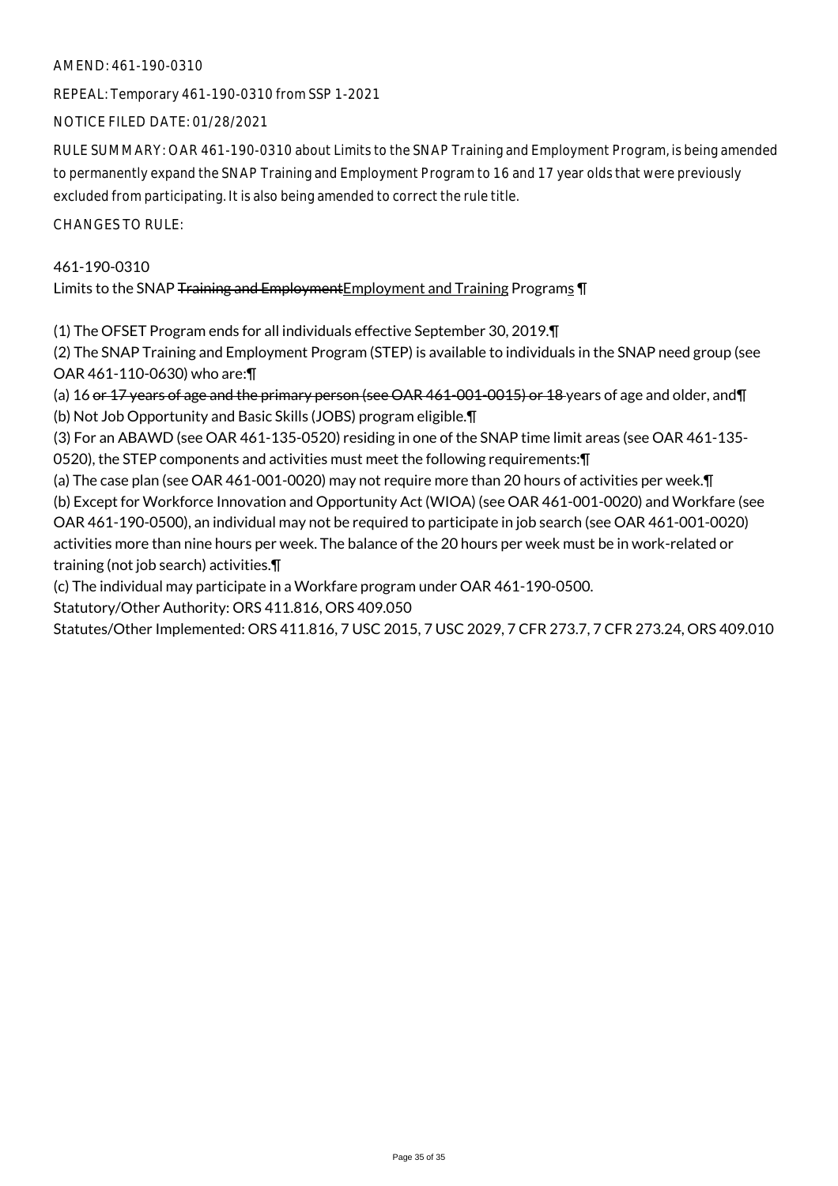AMEND: 461-190-0310

REPEAL: Temporary 461-190-0310 from SSP 1-2021

NOTICE FILED DATE: 01/28/2021

RULE SUMMARY: OAR 461-190-0310 about Limits to the SNAP Training and Employment Program, is being amended to permanently expand the SNAP Training and Employment Program to 16 and 17 year olds that were previously excluded from participating. It is also being amended to correct the rule title.

CHANGES TO RULE:

461-190-0310

Limits to the SNAP ~~Training and Employment~~Employment and Training Programs ¶

(1) The OFSET Program ends for all individuals effective September 30, 2019.¶

(2) The SNAP Training and Employment Program (STEP) is available to individuals in the SNAP need group (see OAR 461-110-0630) who are:¶

(a) 16 ~~or 17 years of age and the primary person (see OAR 461-001-0015) or 18~~ years of age and older, and¶

(b) Not Job Opportunity and Basic Skills (JOBS) program eligible.¶

(3) For an ABAWD (see OAR 461-135-0520) residing in one of the SNAP time limit areas (see OAR 461-135-0520), the STEP components and activities must meet the following requirements:¶

(a) The case plan (see OAR 461-001-0020) may not require more than 20 hours of activities per week.¶

(b) Except for Workforce Innovation and Opportunity Act (WIOA) (see OAR 461-001-0020) and Workfare (see OAR 461-190-0500), an individual may not be required to participate in job search (see OAR 461-001-0020) activities more than nine hours per week. The balance of the 20 hours per week must be in work-related or training (not job search) activities.¶

(c) The individual may participate in a Workfare program under OAR 461-190-0500.

Statutory/Other Authority: ORS 411.816, ORS 409.050

Statutes/Other Implemented: ORS 411.816, 7 USC 2015, 7 USC 2029, 7 CFR 273.7, 7 CFR 273.24, ORS 409.010